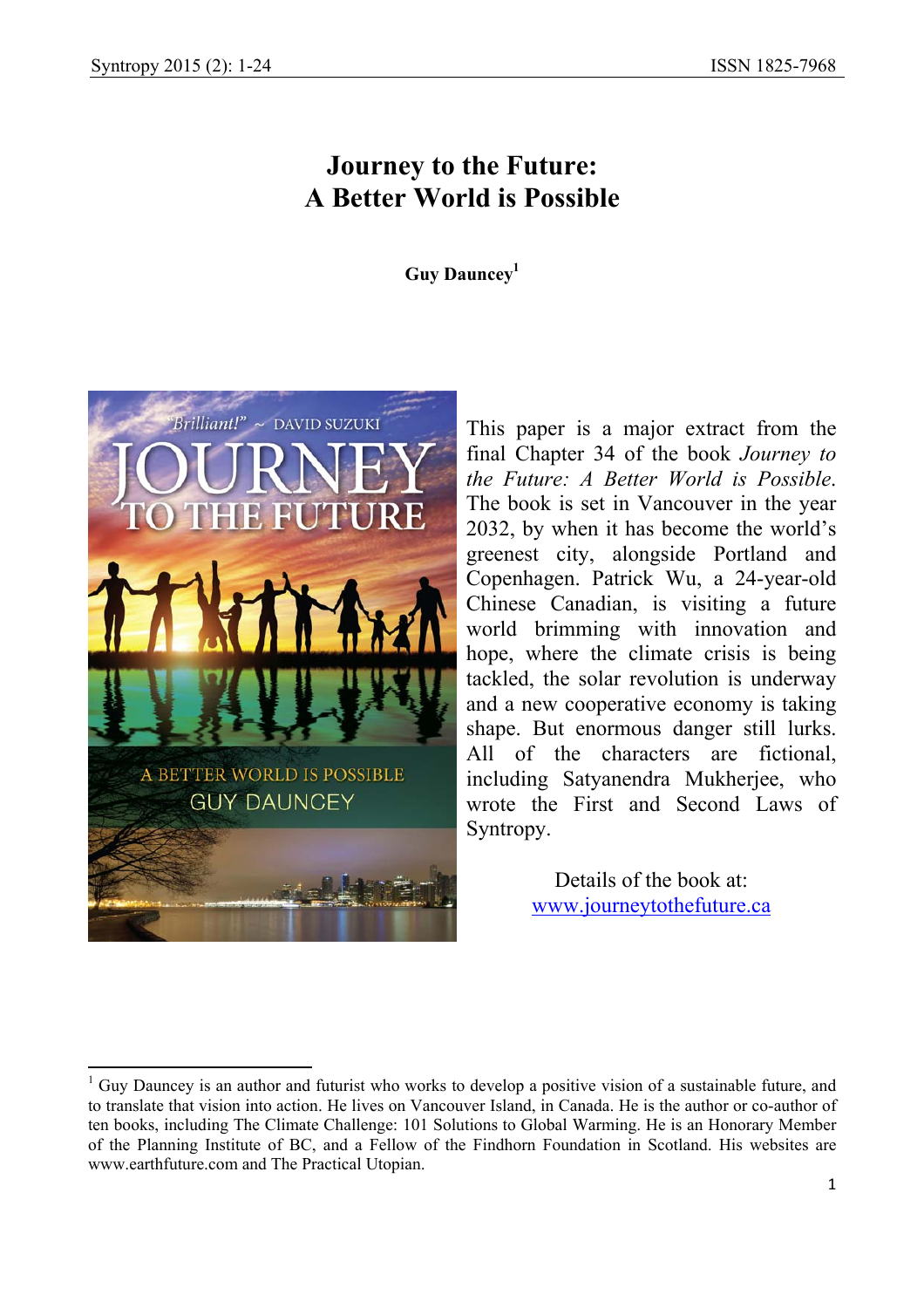# Journey to the Future: A Better World is Possible

**Guy Dauncey**[1]

This paper is a major extract from the final Chapter 34 of the book *Journey to the Future: A Better World is Possible*. The book is set in Vancouver in the year 2032, by when it has become the world's greenest city, alongside Portland and Copenhagen. Patrick Wu, a 24-year-old Chinese Canadian, is visiting a future world brimming with innovation and hope, where the climate crisis is being tackled, the solar revolution is underway and a new cooperative economy is taking shape. But enormous danger still lurks. All of the characters are fictional, including Satyanendra Mukherjee, who wrote the First and Second Laws of Syntropy.

Details of the book at: [www.journeytothefuture.ca](http://www.journeytothefuture.ca)

---

[1] Guy Dauncey is an author and futurist who works to develop a positive vision of a sustainable future, and to translate that vision into action. He lives on Vancouver Island, in Canada. He is the author or co-author of ten books, including The Climate Challenge: 101 Solutions to Global Warming. He is an Honorary Member of the Planning Institute of BC, and a Fellow of the Findhorn Foundation in Scotland. His websites are www.earthfuture.com and The Practical Utopian.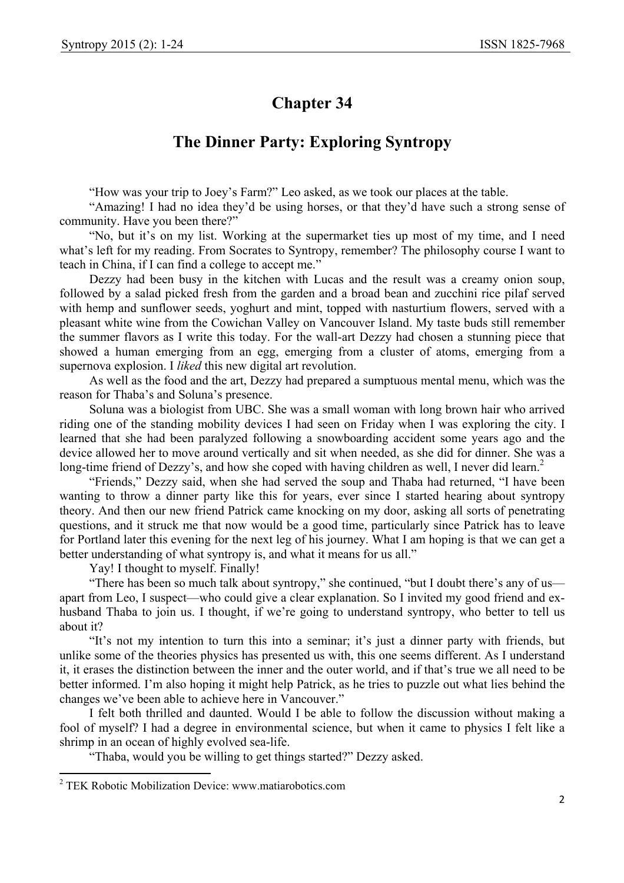# Chapter 34

## The Dinner Party: Exploring Syntropy

"How was your trip to Joey's Farm?" Leo asked, as we took our places at the table.

"Amazing! I had no idea they'd be using horses, or that they'd have such a strong sense of community. Have you been there?"

"No, but it's on my list. Working at the supermarket ties up most of my time, and I need what's left for my reading. From Socrates to Syntropy, remember? The philosophy course I want to teach in China, if I can find a college to accept me."

Dezzy had been busy in the kitchen with Lucas and the result was a creamy onion soup, followed by a salad picked fresh from the garden and a broad bean and zucchini rice pilaf served with hemp and sunflower seeds, yoghurt and mint, topped with nasturtium flowers, served with a pleasant white wine from the Cowichan Valley on Vancouver Island. My taste buds still remember the summer flavors as I write this today. For the wall-art Dezzy had chosen a stunning piece that showed a human emerging from an egg, emerging from a cluster of atoms, emerging from a supernova explosion. I *liked* this new digital art revolution.

As well as the food and the art, Dezzy had prepared a sumptuous mental menu, which was the reason for Thaba's and Soluna's presence.

Soluna was a biologist from UBC. She was a small woman with long brown hair who arrived riding one of the standing mobility devices I had seen on Friday when I was exploring the city. I learned that she had been paralyzed following a snowboarding accident some years ago and the device allowed her to move around vertically and sit when needed, as she did for dinner. She was a long-time friend of Dezzy's, and how she coped with having children as well, I never did learn.[2]

"Friends," Dezzy said, when she had served the soup and Thaba had returned, "I have been wanting to throw a dinner party like this for years, ever since I started hearing about syntropy theory. And then our new friend Patrick came knocking on my door, asking all sorts of penetrating questions, and it struck me that now would be a good time, particularly since Patrick has to leave for Portland later this evening for the next leg of his journey. What I am hoping is that we can get a better understanding of what syntropy is, and what it means for us all."

Yay! I thought to myself. Finally!

"There has been so much talk about syntropy," she continued, "but I doubt there's any of us—apart from Leo, I suspect—who could give a clear explanation. So I invited my good friend and ex-husband Thaba to join us. I thought, if we're going to understand syntropy, who better to tell us about it?

"It's not my intention to turn this into a seminar; it's just a dinner party with friends, but unlike some of the theories physics has presented us with, this one seems different. As I understand it, it erases the distinction between the inner and the outer world, and if that's true we all need to be better informed. I'm also hoping it might help Patrick, as he tries to puzzle out what lies behind the changes we've been able to achieve here in Vancouver."

I felt both thrilled and daunted. Would I be able to follow the discussion without making a fool of myself? I had a degree in environmental science, but when it came to physics I felt like a shrimp in an ocean of highly evolved sea-life.

"Thaba, would you be willing to get things started?" Dezzy asked.

---

[2] TEK Robotic Mobilization Device: www.matiarobotics.com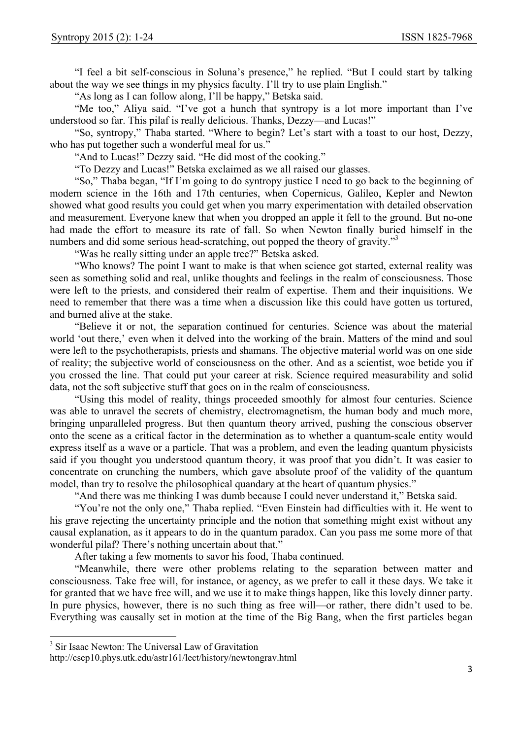"I feel a bit self-conscious in Soluna's presence," he replied. "But I could start by talking about the way we see things in my physics faculty. I'll try to use plain English."

"As long as I can follow along, I'll be happy," Betska said.

"Me too," Aliya said. "I've got a hunch that syntropy is a lot more important than I've understood so far. This pilaf is really delicious. Thanks, Dezzy—and Lucas!"

"So, syntropy," Thaba started. "Where to begin? Let's start with a toast to our host, Dezzy, who has put together such a wonderful meal for us."

"And to Lucas!" Dezzy said. "He did most of the cooking."

"To Dezzy and Lucas!" Betska exclaimed as we all raised our glasses.

"So," Thaba began, "If I'm going to do syntropy justice I need to go back to the beginning of modern science in the 16th and 17th centuries, when Copernicus, Galileo, Kepler and Newton showed what good results you could get when you marry experimentation with detailed observation and measurement. Everyone knew that when you dropped an apple it fell to the ground. But no-one had made the effort to measure its rate of fall. So when Newton finally buried himself in the numbers and did some serious head-scratching, out popped the theory of gravity."[3]

"Was he really sitting under an apple tree?" Betska asked.

"Who knows? The point I want to make is that when science got started, external reality was seen as something solid and real, unlike thoughts and feelings in the realm of consciousness. Those were left to the priests, and considered their realm of expertise. Them and their inquisitions. We need to remember that there was a time when a discussion like this could have gotten us tortured, and burned alive at the stake.

"Believe it or not, the separation continued for centuries. Science was about the material world 'out there,' even when it delved into the working of the brain. Matters of the mind and soul were left to the psychotherapists, priests and shamans. The objective material world was on one side of reality; the subjective world of consciousness on the other. And as a scientist, woe betide you if you crossed the line. That could put your career at risk. Science required measurability and solid data, not the soft subjective stuff that goes on in the realm of consciousness.

"Using this model of reality, things proceeded smoothly for almost four centuries. Science was able to unravel the secrets of chemistry, electromagnetism, the human body and much more, bringing unparalleled progress. But then quantum theory arrived, pushing the conscious observer onto the scene as a critical factor in the determination as to whether a quantum-scale entity would express itself as a wave or a particle. That was a problem, and even the leading quantum physicists said if you thought you understood quantum theory, it was proof that you didn't. It was easier to concentrate on crunching the numbers, which gave absolute proof of the validity of the quantum model, than try to resolve the philosophical quandary at the heart of quantum physics."

"And there was me thinking I was dumb because I could never understand it," Betska said.

"You're not the only one," Thaba replied. "Even Einstein had difficulties with it. He went to his grave rejecting the uncertainty principle and the notion that something might exist without any causal explanation, as it appears to do in the quantum paradox. Can you pass me some more of that wonderful pilaf? There's nothing uncertain about that."

After taking a few moments to savor his food, Thaba continued.

"Meanwhile, there were other problems relating to the separation between matter and consciousness. Take free will, for instance, or agency, as we prefer to call it these days. We take it for granted that we have free will, and we use it to make things happen, like this lovely dinner party. In pure physics, however, there is no such thing as free will—or rather, there didn't used to be. Everything was causally set in motion at the time of the Big Bang, when the first particles began

---

[3] Sir Isaac Newton: The Universal Law of Gravitation
http://csep10.phys.utk.edu/astr161/lect/history/newtongrav.html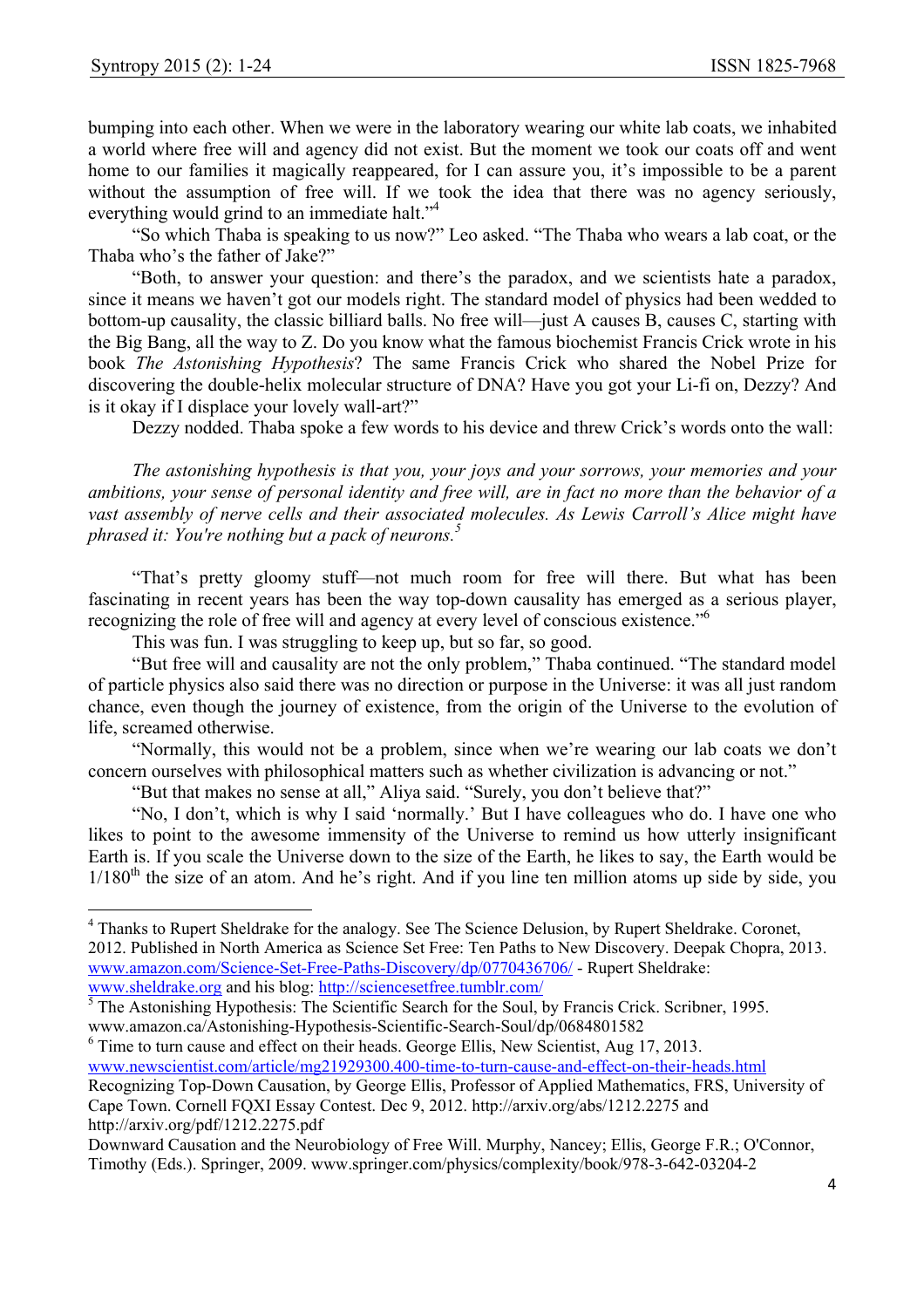bumping into each other. When we were in the laboratory wearing our white lab coats, we inhabited a world where free will and agency did not exist. But the moment we took our coats off and went home to our families it magically reappeared, for I can assure you, it's impossible to be a parent without the assumption of free will. If we took the idea that there was no agency seriously, everything would grind to an immediate halt."[4]

"So which Thaba is speaking to us now?" Leo asked. "The Thaba who wears a lab coat, or the Thaba who's the father of Jake?"

"Both, to answer your question: and there's the paradox, and we scientists hate a paradox, since it means we haven't got our models right. The standard model of physics had been wedded to bottom-up causality, the classic billiard balls. No free will—just A causes B, causes C, starting with the Big Bang, all the way to Z. Do you know what the famous biochemist Francis Crick wrote in his book *The Astonishing Hypothesis*? The same Francis Crick who shared the Nobel Prize for discovering the double-helix molecular structure of DNA? Have you got your Li-fi on, Dezzy? And is it okay if I displace your lovely wall-art?"

Dezzy nodded. Thaba spoke a few words to his device and threw Crick's words onto the wall:

> *The astonishing hypothesis is that you, your joys and your sorrows, your memories and your ambitions, your sense of personal identity and free will, are in fact no more than the behavior of a vast assembly of nerve cells and their associated molecules. As Lewis Carroll's Alice might have phrased it: You're nothing but a pack of neurons.*[5]

"That's pretty gloomy stuff—not much room for free will there. But what has been fascinating in recent years has been the way top-down causality has emerged as a serious player, recognizing the role of free will and agency at every level of conscious existence."[6]

This was fun. I was struggling to keep up, but so far, so good.

"But free will and causality are not the only problem," Thaba continued. "The standard model of particle physics also said there was no direction or purpose in the Universe: it was all just random chance, even though the journey of existence, from the origin of the Universe to the evolution of life, screamed otherwise.

"Normally, this would not be a problem, since when we're wearing our lab coats we don't concern ourselves with philosophical matters such as whether civilization is advancing or not."

"But that makes no sense at all," Aliya said. "Surely, you don't believe that?"

"No, I don't, which is why I said 'normally.' But I have colleagues who do. I have one who likes to point to the awesome immensity of the Universe to remind us how utterly insignificant Earth is. If you scale the Universe down to the size of the Earth, he likes to say, the Earth would be $1/180^{th}$ the size of an atom. And he's right. And if you line ten million atoms up side by side, you

---

[4] Thanks to Rupert Sheldrake for the analogy. See The Science Delusion, by Rupert Sheldrake. Coronet, 2012. Published in North America as Science Set Free: Ten Paths to New Discovery. Deepak Chopra, 2013. www.amazon.com/Science-Set-Free-Paths-Discovery/dp/0770436706/ - Rupert Sheldrake: www.sheldrake.org and his blog: http://sciencesetfree.tumblr.com/

[5] The Astonishing Hypothesis: The Scientific Search for the Soul, by Francis Crick. Scribner, 1995. www.amazon.ca/Astonishing-Hypothesis-Scientific-Search-Soul/dp/0684801582

[6] Time to turn cause and effect on their heads. George Ellis, New Scientist, Aug 17, 2013. www.newscientist.com/article/mg21929300.400-time-to-turn-cause-and-effect-on-their-heads.html
Recognizing Top-Down Causation, by George Ellis, Professor of Applied Mathematics, FRS, University of Cape Town. Cornell FQXI Essay Contest. Dec 9, 2012. http://arxiv.org/abs/1212.2275 and http://arxiv.org/pdf/1212.2275.pdf
Downward Causation and the Neurobiology of Free Will. Murphy, Nancey; Ellis, George F.R.; O'Connor, Timothy (Eds.). Springer, 2009. www.springer.com/physics/complexity/book/978-3-642-03204-2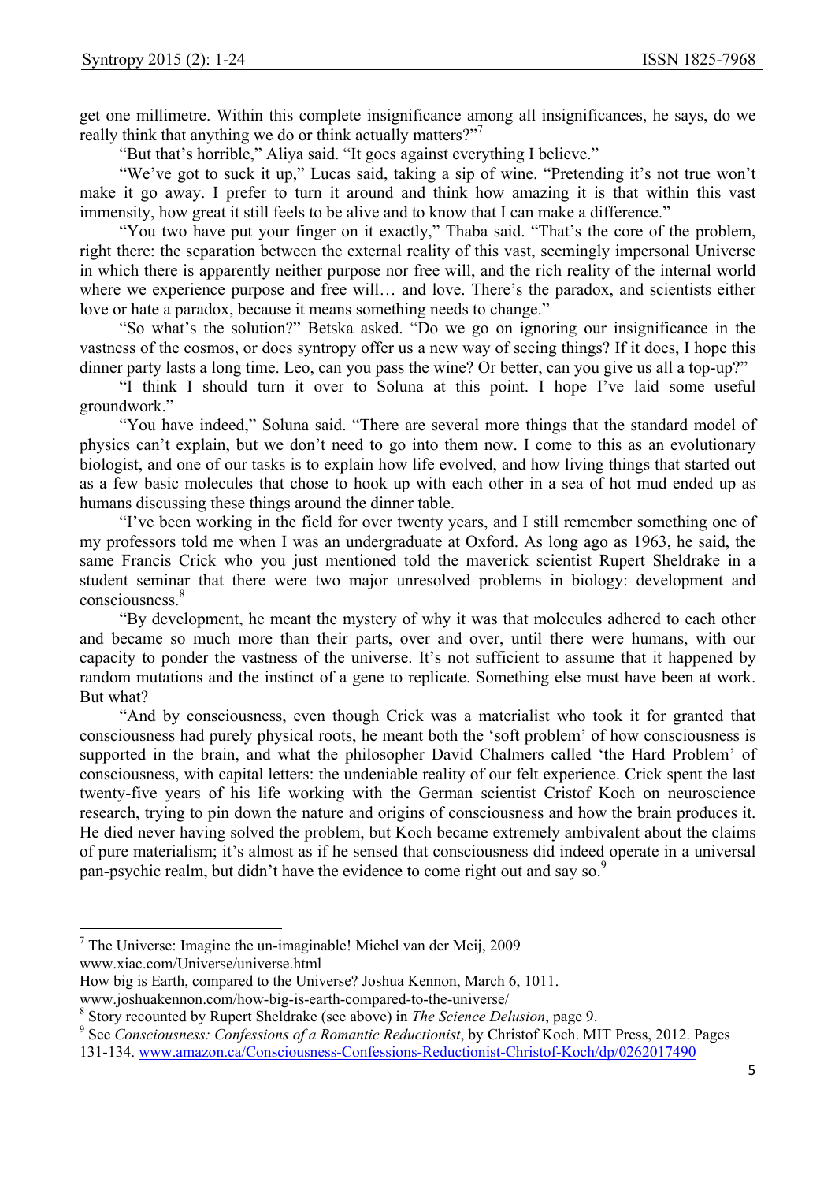get one millimetre. Within this complete insignificance among all insignificances, he says, do we really think that anything we do or think actually matters?"[7]

"But that's horrible," Aliya said. "It goes against everything I believe."

"We've got to suck it up," Lucas said, taking a sip of wine. "Pretending it's not true won't make it go away. I prefer to turn it around and think how amazing it is that within this vast immensity, how great it still feels to be alive and to know that I can make a difference."

"You two have put your finger on it exactly," Thaba said. "That's the core of the problem, right there: the separation between the external reality of this vast, seemingly impersonal Universe in which there is apparently neither purpose nor free will, and the rich reality of the internal world where we experience purpose and free will… and love. There's the paradox, and scientists either love or hate a paradox, because it means something needs to change."

"So what's the solution?" Betska asked. "Do we go on ignoring our insignificance in the vastness of the cosmos, or does syntropy offer us a new way of seeing things? If it does, I hope this dinner party lasts a long time. Leo, can you pass the wine? Or better, can you give us all a top-up?"

"I think I should turn it over to Soluna at this point. I hope I've laid some useful groundwork."

"You have indeed," Soluna said. "There are several more things that the standard model of physics can't explain, but we don't need to go into them now. I come to this as an evolutionary biologist, and one of our tasks is to explain how life evolved, and how living things that started out as a few basic molecules that chose to hook up with each other in a sea of hot mud ended up as humans discussing these things around the dinner table.

"I've been working in the field for over twenty years, and I still remember something one of my professors told me when I was an undergraduate at Oxford. As long ago as 1963, he said, the same Francis Crick who you just mentioned told the maverick scientist Rupert Sheldrake in a student seminar that there were two major unresolved problems in biology: development and consciousness.[8]

"By development, he meant the mystery of why it was that molecules adhered to each other and became so much more than their parts, over and over, until there were humans, with our capacity to ponder the vastness of the universe. It's not sufficient to assume that it happened by random mutations and the instinct of a gene to replicate. Something else must have been at work. But what?

"And by consciousness, even though Crick was a materialist who took it for granted that consciousness had purely physical roots, he meant both the 'soft problem' of how consciousness is supported in the brain, and what the philosopher David Chalmers called 'the Hard Problem' of consciousness, with capital letters: the undeniable reality of our felt experience. Crick spent the last twenty-five years of his life working with the German scientist Cristof Koch on neuroscience research, trying to pin down the nature and origins of consciousness and how the brain produces it. He died never having solved the problem, but Koch became extremely ambivalent about the claims of pure materialism; it's almost as if he sensed that consciousness did indeed operate in a universal pan-psychic realm, but didn't have the evidence to come right out and say so.[9]

---

[7] The Universe: Imagine the un-imaginable! Michel van der Meij, 2009 www.xiac.com/Universe/universe.html
How big is Earth, compared to the Universe? Joshua Kennon, March 6, 1011. www.joshuakennon.com/how-big-is-earth-compared-to-the-universe/

[8] Story recounted by Rupert Sheldrake (see above) in *The Science Delusion*, page 9.

[9] See *Consciousness: Confessions of a Romantic Reductionist*, by Christof Koch. MIT Press, 2012. Pages 131-134. www.amazon.ca/Consciousness-Confessions-Reductionist-Christof-Koch/dp/0262017490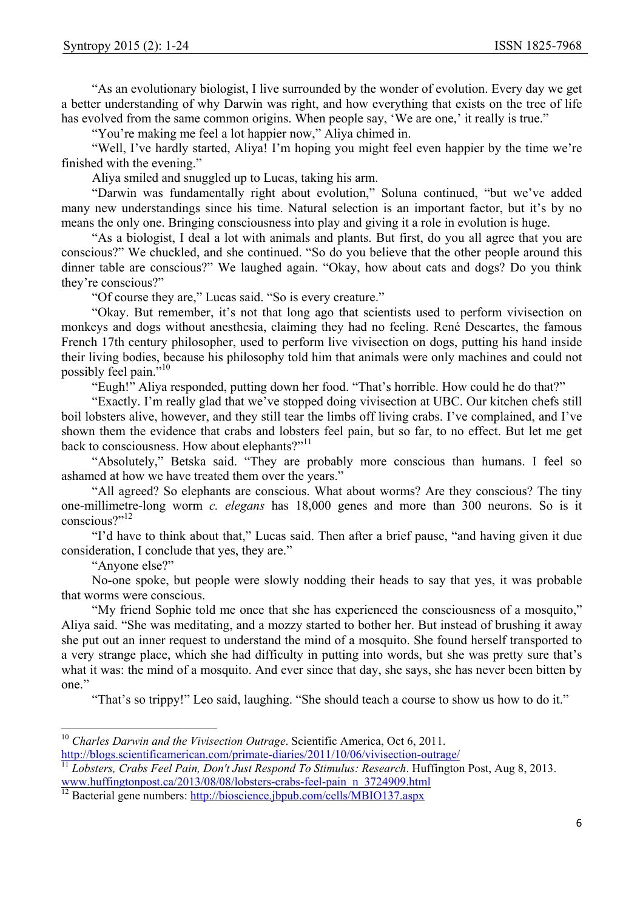"As an evolutionary biologist, I live surrounded by the wonder of evolution. Every day we get a better understanding of why Darwin was right, and how everything that exists on the tree of life has evolved from the same common origins. When people say, 'We are one,' it really is true."

"You're making me feel a lot happier now," Aliya chimed in.

"Well, I've hardly started, Aliya! I'm hoping you might feel even happier by the time we're finished with the evening."

Aliya smiled and snuggled up to Lucas, taking his arm.

"Darwin was fundamentally right about evolution," Soluna continued, "but we've added many new understandings since his time. Natural selection is an important factor, but it's by no means the only one. Bringing consciousness into play and giving it a role in evolution is huge.

"As a biologist, I deal a lot with animals and plants. But first, do you all agree that you are conscious?" We chuckled, and she continued. "So do you believe that the other people around this dinner table are conscious?" We laughed again. "Okay, how about cats and dogs? Do you think they're conscious?"

"Of course they are," Lucas said. "So is every creature."

"Okay. But remember, it's not that long ago that scientists used to perform vivisection on monkeys and dogs without anesthesia, claiming they had no feeling. René Descartes, the famous French 17th century philosopher, used to perform live vivisection on dogs, putting his hand inside their living bodies, because his philosophy told him that animals were only machines and could not possibly feel pain."[10]

"Eugh!" Aliya responded, putting down her food. "That's horrible. How could he do that?"

"Exactly. I'm really glad that we've stopped doing vivisection at UBC. Our kitchen chefs still boil lobsters alive, however, and they still tear the limbs off living crabs. I've complained, and I've shown them the evidence that crabs and lobsters feel pain, but so far, to no effect. But let me get back to consciousness. How about elephants?"[11]

"Absolutely," Betska said. "They are probably more conscious than humans. I feel so ashamed at how we have treated them over the years."

"All agreed? So elephants are conscious. What about worms? Are they conscious? The tiny one-millimetre-long worm *c. elegans* has 18,000 genes and more than 300 neurons. So is it conscious?"[12]

"I'd have to think about that," Lucas said. Then after a brief pause, "and having given it due consideration, I conclude that yes, they are."

"Anyone else?"

No-one spoke, but people were slowly nodding their heads to say that yes, it was probable that worms were conscious.

"My friend Sophie told me once that she has experienced the consciousness of a mosquito," Aliya said. "She was meditating, and a mozzy started to bother her. But instead of brushing it away she put out an inner request to understand the mind of a mosquito. She found herself transported to a very strange place, which she had difficulty in putting into words, but she was pretty sure that's what it was: the mind of a mosquito. And ever since that day, she says, she has never been bitten by one."

"That's so trippy!" Leo said, laughing. "She should teach a course to show us how to do it."

---

[10] *Charles Darwin and the Vivisection Outrage*. Scientific America, Oct 6, 2011. http://blogs.scientificamerican.com/primate-diaries/2011/10/06/vivisection-outrage/

[11] *Lobsters, Crabs Feel Pain, Don't Just Respond To Stimulus: Research*. Huffington Post, Aug 8, 2013. www.huffingtonpost.ca/2013/08/08/lobsters-crabs-feel-pain_n_3724909.html

[12] Bacterial gene numbers: http://bioscience.jbpub.com/cells/MBIO137.aspx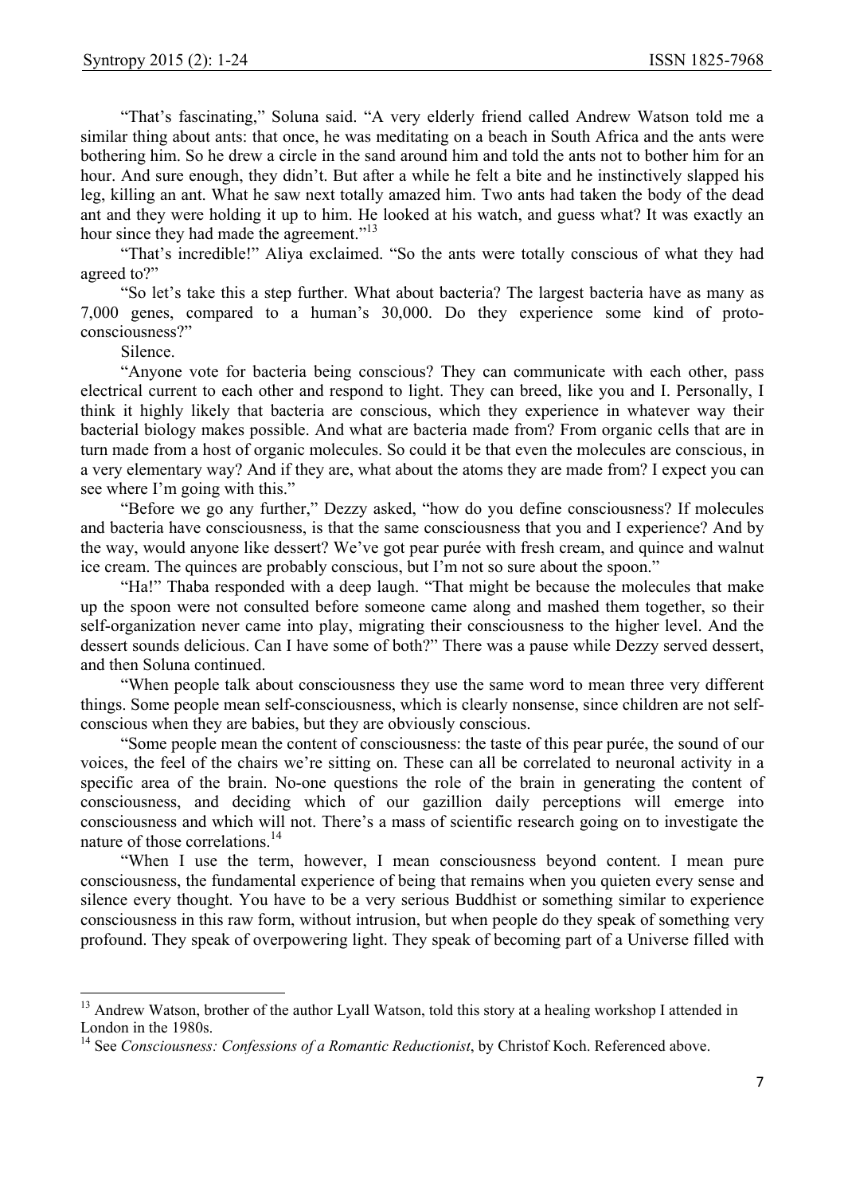"That's fascinating," Soluna said. "A very elderly friend called Andrew Watson told me a similar thing about ants: that once, he was meditating on a beach in South Africa and the ants were bothering him. So he drew a circle in the sand around him and told the ants not to bother him for an hour. And sure enough, they didn't. But after a while he felt a bite and he instinctively slapped his leg, killing an ant. What he saw next totally amazed him. Two ants had taken the body of the dead ant and they were holding it up to him. He looked at his watch, and guess what? It was exactly an hour since they had made the agreement."[13]

"That's incredible!" Aliya exclaimed. "So the ants were totally conscious of what they had agreed to?"

"So let's take this a step further. What about bacteria? The largest bacteria have as many as 7,000 genes, compared to a human's 30,000. Do they experience some kind of proto-consciousness?"

Silence.

"Anyone vote for bacteria being conscious? They can communicate with each other, pass electrical current to each other and respond to light. They can breed, like you and I. Personally, I think it highly likely that bacteria are conscious, which they experience in whatever way their bacterial biology makes possible. And what are bacteria made from? From organic cells that are in turn made from a host of organic molecules. So could it be that even the molecules are conscious, in a very elementary way? And if they are, what about the atoms they are made from? I expect you can see where I'm going with this."

"Before we go any further," Dezzy asked, "how do you define consciousness? If molecules and bacteria have consciousness, is that the same consciousness that you and I experience? And by the way, would anyone like dessert? We've got pear purée with fresh cream, and quince and walnut ice cream. The quinces are probably conscious, but I'm not so sure about the spoon."

"Ha!" Thaba responded with a deep laugh. "That might be because the molecules that make up the spoon were not consulted before someone came along and mashed them together, so their self-organization never came into play, migrating their consciousness to the higher level. And the dessert sounds delicious. Can I have some of both?" There was a pause while Dezzy served dessert, and then Soluna continued.

"When people talk about consciousness they use the same word to mean three very different things. Some people mean self-consciousness, which is clearly nonsense, since children are not self-conscious when they are babies, but they are obviously conscious.

"Some people mean the content of consciousness: the taste of this pear purée, the sound of our voices, the feel of the chairs we're sitting on. These can all be correlated to neuronal activity in a specific area of the brain. No-one questions the role of the brain in generating the content of consciousness, and deciding which of our gazillion daily perceptions will emerge into consciousness and which will not. There's a mass of scientific research going on to investigate the nature of those correlations.[14]

"When I use the term, however, I mean consciousness beyond content. I mean pure consciousness, the fundamental experience of being that remains when you quieten every sense and silence every thought. You have to be a very serious Buddhist or something similar to experience consciousness in this raw form, without intrusion, but when people do they speak of something very profound. They speak of overpowering light. They speak of becoming part of a Universe filled with

---

[13] Andrew Watson, brother of the author Lyall Watson, told this story at a healing workshop I attended in London in the 1980s.

[14] See *Consciousness: Confessions of a Romantic Reductionist*, by Christof Koch. Referenced above.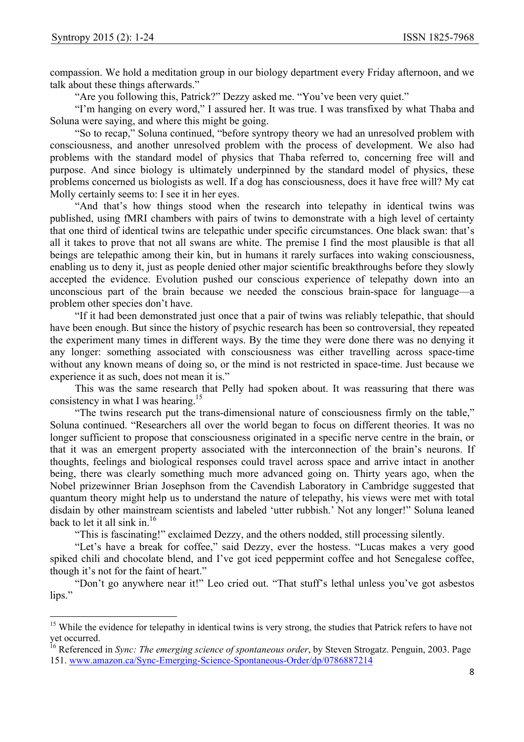compassion. We hold a meditation group in our biology department every Friday afternoon, and we talk about these things afterwards."

"Are you following this, Patrick?" Dezzy asked me. "You've been very quiet."

"I'm hanging on every word," I assured her. It was true. I was transfixed by what Thaba and Soluna were saying, and where this might be going.

"So to recap," Soluna continued, "before syntropy theory we had an unresolved problem with consciousness, and another unresolved problem with the process of development. We also had problems with the standard model of physics that Thaba referred to, concerning free will and purpose. And since biology is ultimately underpinned by the standard model of physics, these problems concerned us biologists as well. If a dog has consciousness, does it have free will? My cat Molly certainly seems to: I see it in her eyes.

"And that's how things stood when the research into telepathy in identical twins was published, using fMRI chambers with pairs of twins to demonstrate with a high level of certainty that one third of identical twins are telepathic under specific circumstances. One black swan: that's all it takes to prove that not all swans are white. The premise I find the most plausible is that all beings are telepathic among their kin, but in humans it rarely surfaces into waking consciousness, enabling us to deny it, just as people denied other major scientific breakthroughs before they slowly accepted the evidence. Evolution pushed our conscious experience of telepathy down into an unconscious part of the brain because we needed the conscious brain-space for language—a problem other species don't have.

"If it had been demonstrated just once that a pair of twins was reliably telepathic, that should have been enough. But since the history of psychic research has been so controversial, they repeated the experiment many times in different ways. By the time they were done there was no denying it any longer: something associated with consciousness was either travelling across space-time without any known means of doing so, or the mind is not restricted in space-time. Just because we experience it as such, does not mean it is."

This was the same research that Pelly had spoken about. It was reassuring that there was consistency in what I was hearing.[15]

"The twins research put the trans-dimensional nature of consciousness firmly on the table," Soluna continued. "Researchers all over the world began to focus on different theories. It was no longer sufficient to propose that consciousness originated in a specific nerve centre in the brain, or that it was an emergent property associated with the interconnection of the brain's neurons. If thoughts, feelings and biological responses could travel across space and arrive intact in another being, there was clearly something much more advanced going on. Thirty years ago, when the Nobel prizewinner Brian Josephson from the Cavendish Laboratory in Cambridge suggested that quantum theory might help us to understand the nature of telepathy, his views were met with total disdain by other mainstream scientists and labeled 'utter rubbish.' Not any longer!" Soluna leaned back to let it all sink in.[16]

"This is fascinating!" exclaimed Dezzy, and the others nodded, still processing silently.

"Let's have a break for coffee," said Dezzy, ever the hostess. "Lucas makes a very good spiked chili and chocolate blend, and I've got iced peppermint coffee and hot Senegalese coffee, though it's not for the faint of heart."

"Don't go anywhere near it!" Leo cried out. "That stuff's lethal unless you've got asbestos lips."

---

[15] While the evidence for telepathy in identical twins is very strong, the studies that Patrick refers to have not yet occurred.

[16] Referenced in *Sync: The emerging science of spontaneous order*, by Steven Strogatz. Penguin, 2003. Page 151. www.amazon.ca/Sync-Emerging-Science-Spontaneous-Order/dp/0786887214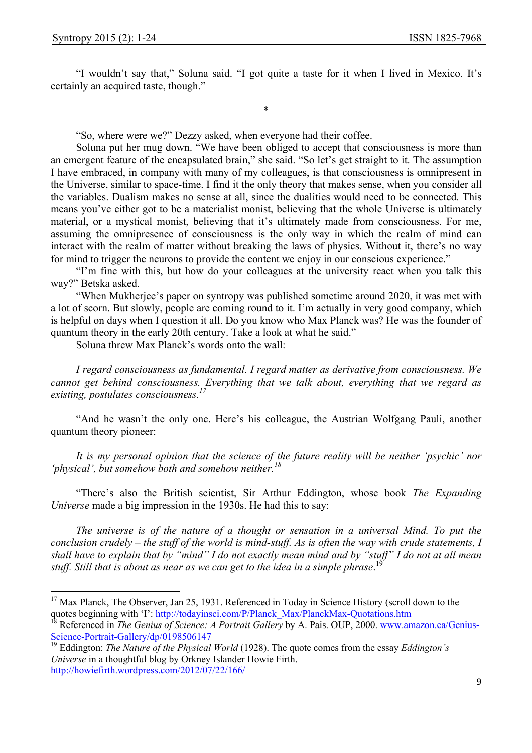"I wouldn't say that," Soluna said. "I got quite a taste for it when I lived in Mexico. It's certainly an acquired taste, though."

*

"So, where were we?" Dezzy asked, when everyone had their coffee.

Soluna put her mug down. "We have been obliged to accept that consciousness is more than an emergent feature of the encapsulated brain," she said. "So let's get straight to it. The assumption I have embraced, in company with many of my colleagues, is that consciousness is omnipresent in the Universe, similar to space-time. I find it the only theory that makes sense, when you consider all the variables. Dualism makes no sense at all, since the dualities would need to be connected. This means you've either got to be a materialist monist, believing that the whole Universe is ultimately material, or a mystical monist, believing that it's ultimately made from consciousness. For me, assuming the omnipresence of consciousness is the only way in which the realm of mind can interact with the realm of matter without breaking the laws of physics. Without it, there's no way for mind to trigger the neurons to provide the content we enjoy in our conscious experience."

"I'm fine with this, but how do your colleagues at the university react when you talk this way?" Betska asked.

"When Mukherjee's paper on syntropy was published sometime around 2020, it was met with a lot of scorn. But slowly, people are coming round to it. I'm actually in very good company, which is helpful on days when I question it all. Do you know who Max Planck was? He was the founder of quantum theory in the early 20th century. Take a look at what he said."

Soluna threw Max Planck's words onto the wall:

> *I regard consciousness as fundamental. I regard matter as derivative from consciousness. We cannot get behind consciousness. Everything that we talk about, everything that we regard as existing, postulates consciousness.*[17]

"And he wasn't the only one. Here's his colleague, the Austrian Wolfgang Pauli, another quantum theory pioneer:

> *It is my personal opinion that the science of the future reality will be neither 'psychic' nor 'physical', but somehow both and somehow neither.*[18]

"There's also the British scientist, Sir Arthur Eddington, whose book *The Expanding Universe* made a big impression in the 1930s. He had this to say:

> *The universe is of the nature of a thought or sensation in a universal Mind. To put the conclusion crudely – the stuff of the world is mind-stuff. As is often the way with crude statements, I shall have to explain that by "mind" I do not exactly mean mind and by "stuff" I do not at all mean stuff. Still that is about as near as we can get to the idea in a simple phrase.*[19]

---

[17] Max Planck, The Observer, Jan 25, 1931. Referenced in Today in Science History (scroll down to the quotes beginning with 'I': http://todayinsci.com/P/Planck_Max/PlanckMax-Quotations.htm

[18] Referenced in *The Genius of Science: A Portrait Gallery* by A. Pais. OUP, 2000. www.amazon.ca/Genius-Science-Portrait-Gallery/dp/0198506147

[19] Eddington: *The Nature of the Physical World* (1928). The quote comes from the essay *Eddington's Universe* in a thoughtful blog by Orkney Islander Howie Firth. http://howiefirth.wordpress.com/2012/07/22/166/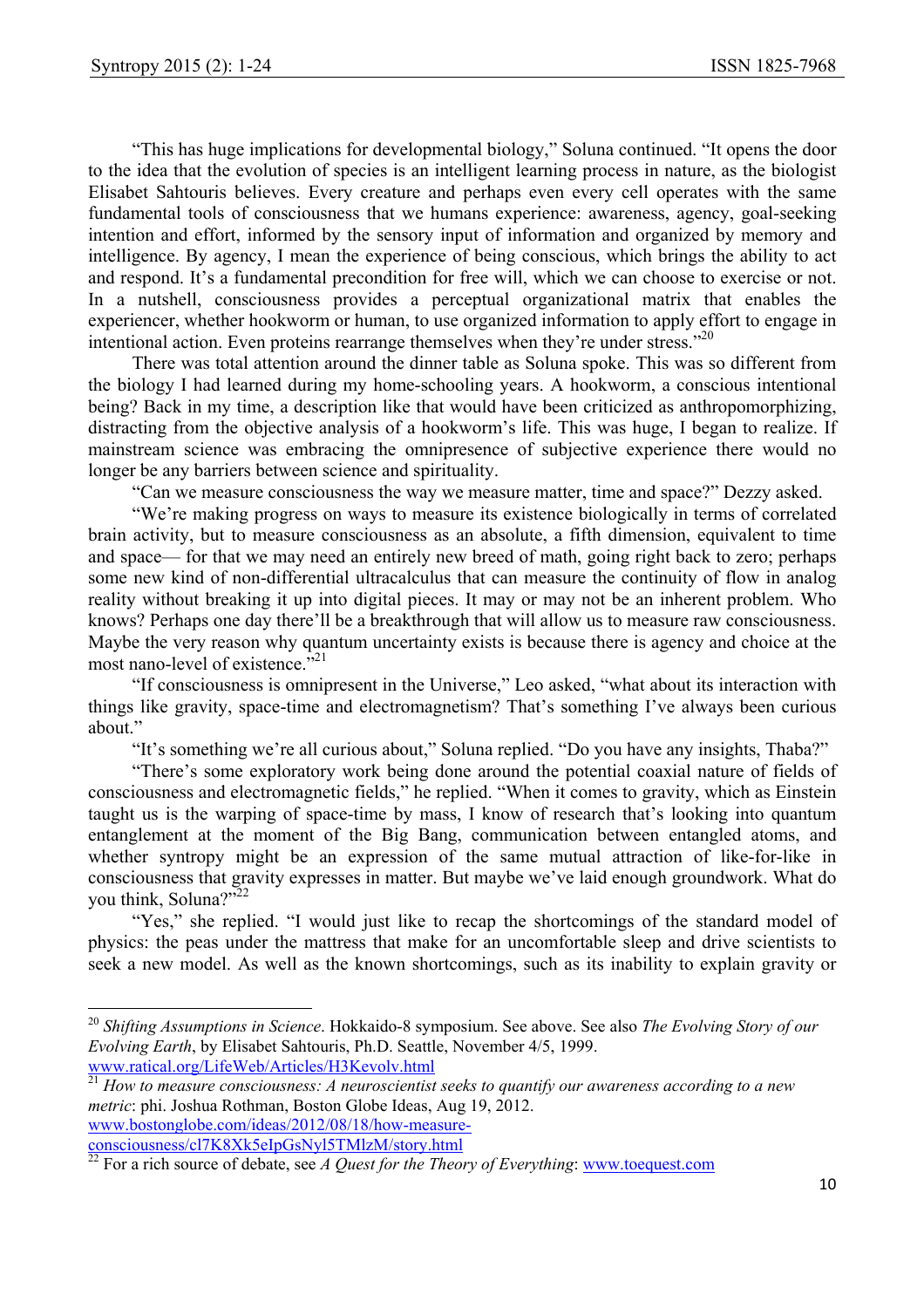"This has huge implications for developmental biology," Soluna continued. "It opens the door to the idea that the evolution of species is an intelligent learning process in nature, as the biologist Elisabet Sahtouris believes. Every creature and perhaps even every cell operates with the same fundamental tools of consciousness that we humans experience: awareness, agency, goal-seeking intention and effort, informed by the sensory input of information and organized by memory and intelligence. By agency, I mean the experience of being conscious, which brings the ability to act and respond. It's a fundamental precondition for free will, which we can choose to exercise or not. In a nutshell, consciousness provides a perceptual organizational matrix that enables the experiencer, whether hookworm or human, to use organized information to apply effort to engage in intentional action. Even proteins rearrange themselves when they're under stress."[20]

There was total attention around the dinner table as Soluna spoke. This was so different from the biology I had learned during my home-schooling years. A hookworm, a conscious intentional being? Back in my time, a description like that would have been criticized as anthropomorphizing, distracting from the objective analysis of a hookworm's life. This was huge, I began to realize. If mainstream science was embracing the omnipresence of subjective experience there would no longer be any barriers between science and spirituality.

"Can we measure consciousness the way we measure matter, time and space?" Dezzy asked.

"We're making progress on ways to measure its existence biologically in terms of correlated brain activity, but to measure consciousness as an absolute, a fifth dimension, equivalent to time and space— for that we may need an entirely new breed of math, going right back to zero; perhaps some new kind of non-differential ultracalculus that can measure the continuity of flow in analog reality without breaking it up into digital pieces. It may or may not be an inherent problem. Who knows? Perhaps one day there'll be a breakthrough that will allow us to measure raw consciousness. Maybe the very reason why quantum uncertainty exists is because there is agency and choice at the most nano-level of existence."[21]

"If consciousness is omnipresent in the Universe," Leo asked, "what about its interaction with things like gravity, space-time and electromagnetism? That's something I've always been curious about."

"It's something we're all curious about," Soluna replied. "Do you have any insights, Thaba?"

"There's some exploratory work being done around the potential coaxial nature of fields of consciousness and electromagnetic fields," he replied. "When it comes to gravity, which as Einstein taught us is the warping of space-time by mass, I know of research that's looking into quantum entanglement at the moment of the Big Bang, communication between entangled atoms, and whether syntropy might be an expression of the same mutual attraction of like-for-like in consciousness that gravity expresses in matter. But maybe we've laid enough groundwork. What do you think, Soluna?"[22]

"Yes," she replied. "I would just like to recap the shortcomings of the standard model of physics: the peas under the mattress that make for an uncomfortable sleep and drive scientists to seek a new model. As well as the known shortcomings, such as its inability to explain gravity or

---

[20] *Shifting Assumptions in Science*. Hokkaido-8 symposium. See above. See also *The Evolving Story of our Evolving Earth*, by Elisabet Sahtouris, Ph.D. Seattle, November 4/5, 1999. www.ratical.org/LifeWeb/Articles/H3Kevolv.html

[21] *How to measure consciousness: A neuroscientist seeks to quantify our awareness according to a new metric*: phi. Joshua Rothman, Boston Globe Ideas, Aug 19, 2012. www.bostonglobe.com/ideas/2012/08/18/how-measure-consciousness/cl7K8Xk5eIpGsNyl5TMlzM/story.html

[22] For a rich source of debate, see *A Quest for the Theory of Everything*: www.toequest.com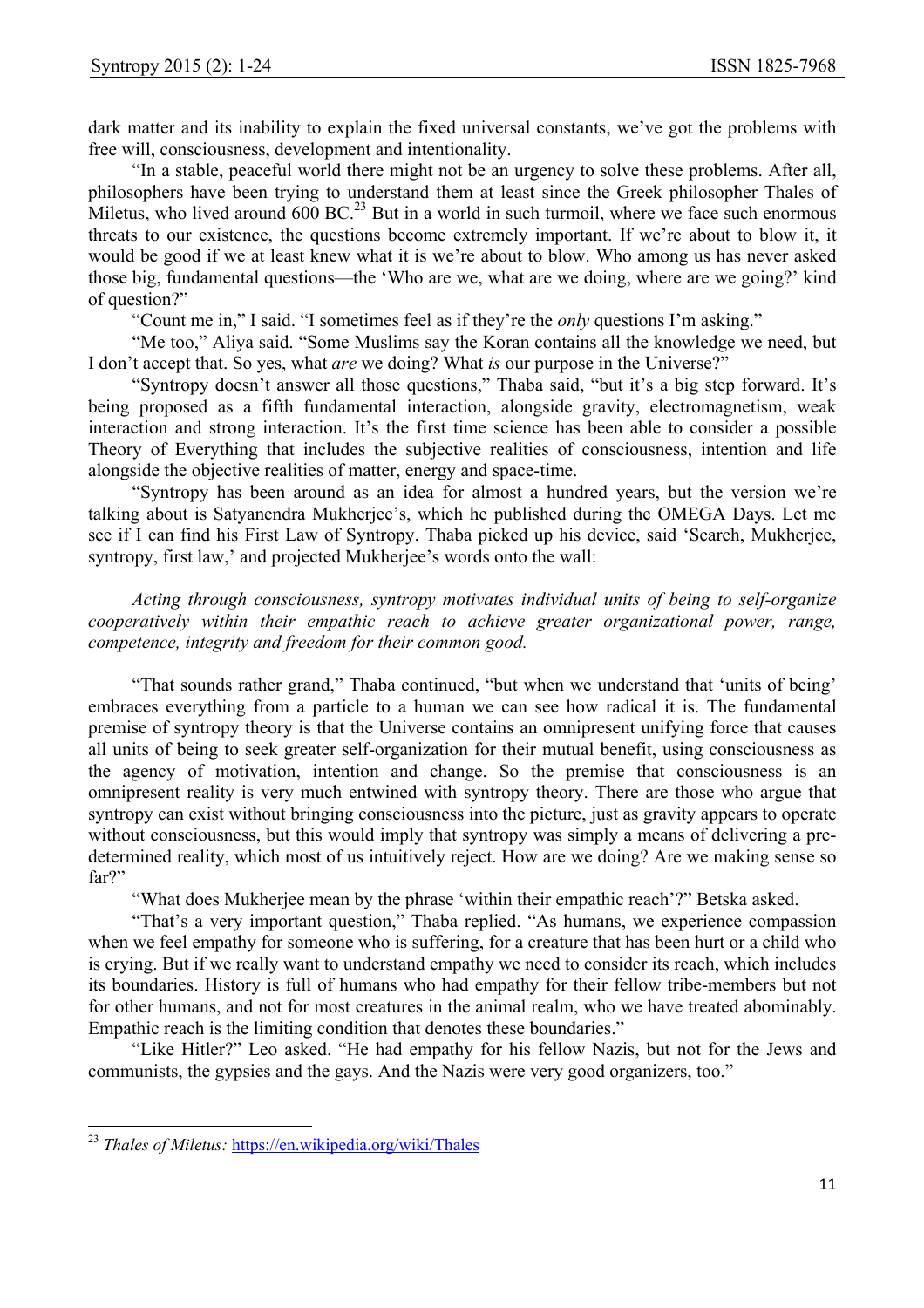dark matter and its inability to explain the fixed universal constants, we've got the problems with free will, consciousness, development and intentionality.

"In a stable, peaceful world there might not be an urgency to solve these problems. After all, philosophers have been trying to understand them at least since the Greek philosopher Thales of Miletus, who lived around 600 BC.[23] But in a world in such turmoil, where we face such enormous threats to our existence, the questions become extremely important. If we're about to blow it, it would be good if we at least knew what it is we're about to blow. Who among us has never asked those big, fundamental questions—the 'Who are we, what are we doing, where are we going?' kind of question?"

"Count me in," I said. "I sometimes feel as if they're the *only* questions I'm asking."

"Me too," Aliya said. "Some Muslims say the Koran contains all the knowledge we need, but I don't accept that. So yes, what *are* we doing? What *is* our purpose in the Universe?"

"Syntropy doesn't answer all those questions," Thaba said, "but it's a big step forward. It's being proposed as a fifth fundamental interaction, alongside gravity, electromagnetism, weak interaction and strong interaction. It's the first time science has been able to consider a possible Theory of Everything that includes the subjective realities of consciousness, intention and life alongside the objective realities of matter, energy and space-time.

"Syntropy has been around as an idea for almost a hundred years, but the version we're talking about is Satyanendra Mukherjee's, which he published during the OMEGA Days. Let me see if I can find his First Law of Syntropy. Thaba picked up his device, said 'Search, Mukherjee, syntropy, first law,' and projected Mukherjee's words onto the wall:

*Acting through consciousness, syntropy motivates individual units of being to self-organize cooperatively within their empathic reach to achieve greater organizational power, range, competence, integrity and freedom for their common good.*

"That sounds rather grand," Thaba continued, "but when we understand that 'units of being' embraces everything from a particle to a human we can see how radical it is. The fundamental premise of syntropy theory is that the Universe contains an omnipresent unifying force that causes all units of being to seek greater self-organization for their mutual benefit, using consciousness as the agency of motivation, intention and change. So the premise that consciousness is an omnipresent reality is very much entwined with syntropy theory. There are those who argue that syntropy can exist without bringing consciousness into the picture, just as gravity appears to operate without consciousness, but this would imply that syntropy was simply a means of delivering a pre-determined reality, which most of us intuitively reject. How are we doing? Are we making sense so far?"

"What does Mukherjee mean by the phrase 'within their empathic reach'?" Betska asked.

"That's a very important question," Thaba replied. "As humans, we experience compassion when we feel empathy for someone who is suffering, for a creature that has been hurt or a child who is crying. But if we really want to understand empathy we need to consider its reach, which includes its boundaries. History is full of humans who had empathy for their fellow tribe-members but not for other humans, and not for most creatures in the animal realm, who we have treated abominably. Empathic reach is the limiting condition that denotes these boundaries."

"Like Hitler?" Leo asked. "He had empathy for his fellow Nazis, but not for the Jews and communists, the gypsies and the gays. And the Nazis were very good organizers, too."

---

[23] *Thales of Miletus:* https://en.wikipedia.org/wiki/Thales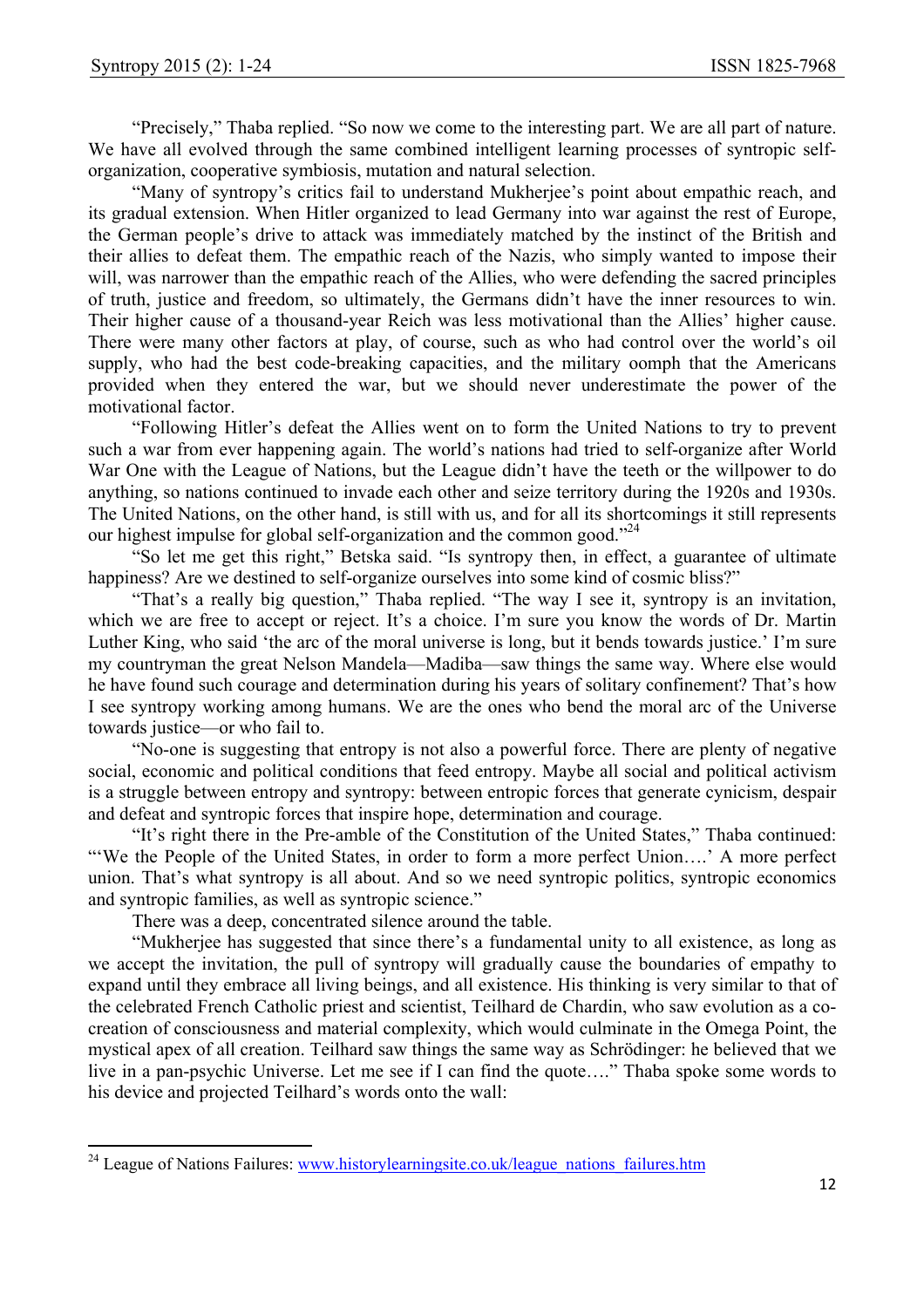"Precisely," Thaba replied. "So now we come to the interesting part. We are all part of nature. We have all evolved through the same combined intelligent learning processes of syntropic self-organization, cooperative symbiosis, mutation and natural selection.

"Many of syntropy's critics fail to understand Mukherjee's point about empathic reach, and its gradual extension. When Hitler organized to lead Germany into war against the rest of Europe, the German people's drive to attack was immediately matched by the instinct of the British and their allies to defeat them. The empathic reach of the Nazis, who simply wanted to impose their will, was narrower than the empathic reach of the Allies, who were defending the sacred principles of truth, justice and freedom, so ultimately, the Germans didn't have the inner resources to win. Their higher cause of a thousand-year Reich was less motivational than the Allies' higher cause. There were many other factors at play, of course, such as who had control over the world's oil supply, who had the best code-breaking capacities, and the military oomph that the Americans provided when they entered the war, but we should never underestimate the power of the motivational factor.

"Following Hitler's defeat the Allies went on to form the United Nations to try to prevent such a war from ever happening again. The world's nations had tried to self-organize after World War One with the League of Nations, but the League didn't have the teeth or the willpower to do anything, so nations continued to invade each other and seize territory during the 1920s and 1930s. The United Nations, on the other hand, is still with us, and for all its shortcomings it still represents our highest impulse for global self-organization and the common good."[24]

"So let me get this right," Betska said. "Is syntropy then, in effect, a guarantee of ultimate happiness? Are we destined to self-organize ourselves into some kind of cosmic bliss?"

"That's a really big question," Thaba replied. "The way I see it, syntropy is an invitation, which we are free to accept or reject. It's a choice. I'm sure you know the words of Dr. Martin Luther King, who said 'the arc of the moral universe is long, but it bends towards justice.' I'm sure my countryman the great Nelson Mandela—Madiba—saw things the same way. Where else would he have found such courage and determination during his years of solitary confinement? That's how I see syntropy working among humans. We are the ones who bend the moral arc of the Universe towards justice—or who fail to.

"No-one is suggesting that entropy is not also a powerful force. There are plenty of negative social, economic and political conditions that feed entropy. Maybe all social and political activism is a struggle between entropy and syntropy: between entropic forces that generate cynicism, despair and defeat and syntropic forces that inspire hope, determination and courage.

"It's right there in the Pre-amble of the Constitution of the United States," Thaba continued: "'We the People of the United States, in order to form a more perfect Union….' A more perfect union. That's what syntropy is all about. And so we need syntropic politics, syntropic economics and syntropic families, as well as syntropic science."

There was a deep, concentrated silence around the table.

"Mukherjee has suggested that since there's a fundamental unity to all existence, as long as we accept the invitation, the pull of syntropy will gradually cause the boundaries of empathy to expand until they embrace all living beings, and all existence. His thinking is very similar to that of the celebrated French Catholic priest and scientist, Teilhard de Chardin, who saw evolution as a co-creation of consciousness and material complexity, which would culminate in the Omega Point, the mystical apex of all creation. Teilhard saw things the same way as Schrödinger: he believed that we live in a pan-psychic Universe. Let me see if I can find the quote…." Thaba spoke some words to his device and projected Teilhard's words onto the wall:

---

[24] League of Nations Failures: www.historylearningsite.co.uk/league_nations_failures.htm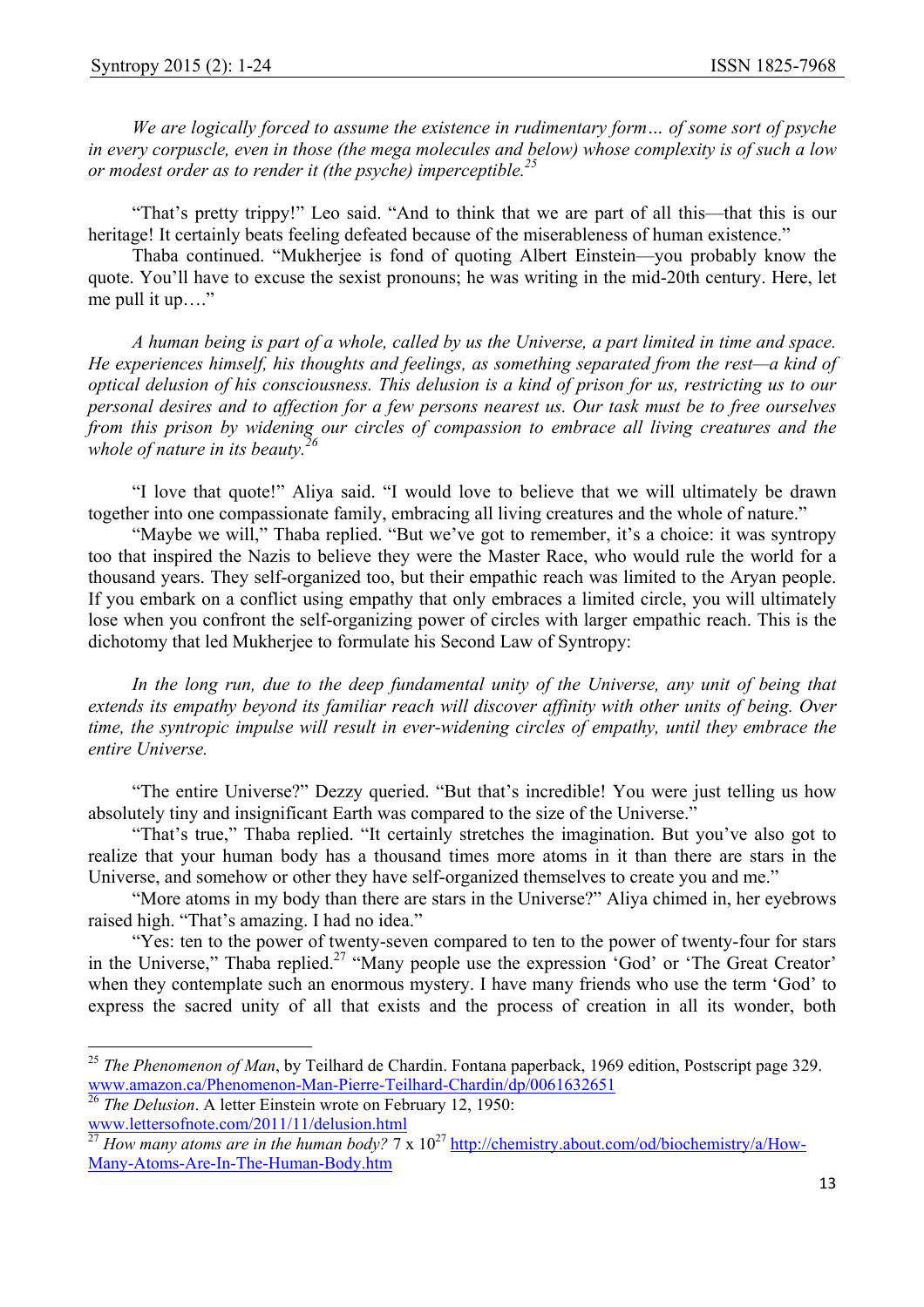*We are logically forced to assume the existence in rudimentary form… of some sort of psyche in every corpuscle, even in those (the mega molecules and below) whose complexity is of such a low or modest order as to render it (the psyche) imperceptible.*[25]

"That's pretty trippy!" Leo said. "And to think that we are part of all this—that this is our heritage! It certainly beats feeling defeated because of the miserableness of human existence."

Thaba continued. "Mukherjee is fond of quoting Albert Einstein—you probably know the quote. You'll have to excuse the sexist pronouns; he was writing in the mid-20th century. Here, let me pull it up…."

*A human being is part of a whole, called by us the Universe, a part limited in time and space. He experiences himself, his thoughts and feelings, as something separated from the rest—a kind of optical delusion of his consciousness. This delusion is a kind of prison for us, restricting us to our personal desires and to affection for a few persons nearest us. Our task must be to free ourselves from this prison by widening our circles of compassion to embrace all living creatures and the whole of nature in its beauty.*[26]

"I love that quote!" Aliya said. "I would love to believe that we will ultimately be drawn together into one compassionate family, embracing all living creatures and the whole of nature."

"Maybe we will," Thaba replied. "But we've got to remember, it's a choice: it was syntropy too that inspired the Nazis to believe they were the Master Race, who would rule the world for a thousand years. They self-organized too, but their empathic reach was limited to the Aryan people. If you embark on a conflict using empathy that only embraces a limited circle, you will ultimately lose when you confront the self-organizing power of circles with larger empathic reach. This is the dichotomy that led Mukherjee to formulate his Second Law of Syntropy:

*In the long run, due to the deep fundamental unity of the Universe, any unit of being that extends its empathy beyond its familiar reach will discover affinity with other units of being. Over time, the syntropic impulse will result in ever-widening circles of empathy, until they embrace the entire Universe.*

"The entire Universe?" Dezzy queried. "But that's incredible! You were just telling us how absolutely tiny and insignificant Earth was compared to the size of the Universe."

"That's true," Thaba replied. "It certainly stretches the imagination. But you've also got to realize that your human body has a thousand times more atoms in it than there are stars in the Universe, and somehow or other they have self-organized themselves to create you and me."

"More atoms in my body than there are stars in the Universe?" Aliya chimed in, her eyebrows raised high. "That's amazing. I had no idea."

"Yes: ten to the power of twenty-seven compared to ten to the power of twenty-four for stars in the Universe," Thaba replied.[27] "Many people use the expression 'God' or 'The Great Creator' when they contemplate such an enormous mystery. I have many friends who use the term 'God' to express the sacred unity of all that exists and the process of creation in all its wonder, both

---

[25] *The Phenomenon of Man*, by Teilhard de Chardin. Fontana paperback, 1969 edition, Postscript page 329. www.amazon.ca/Phenomenon-Man-Pierre-Teilhard-Chardin/dp/0061632651

[26] *The Delusion*. A letter Einstein wrote on February 12, 1950: www.lettersofnote.com/2011/11/delusion.html

[27] *How many atoms are in the human body?* $7 \times 10^{27}$ http://chemistry.about.com/od/biochemistry/a/How-Many-Atoms-Are-In-The-Human-Body.htm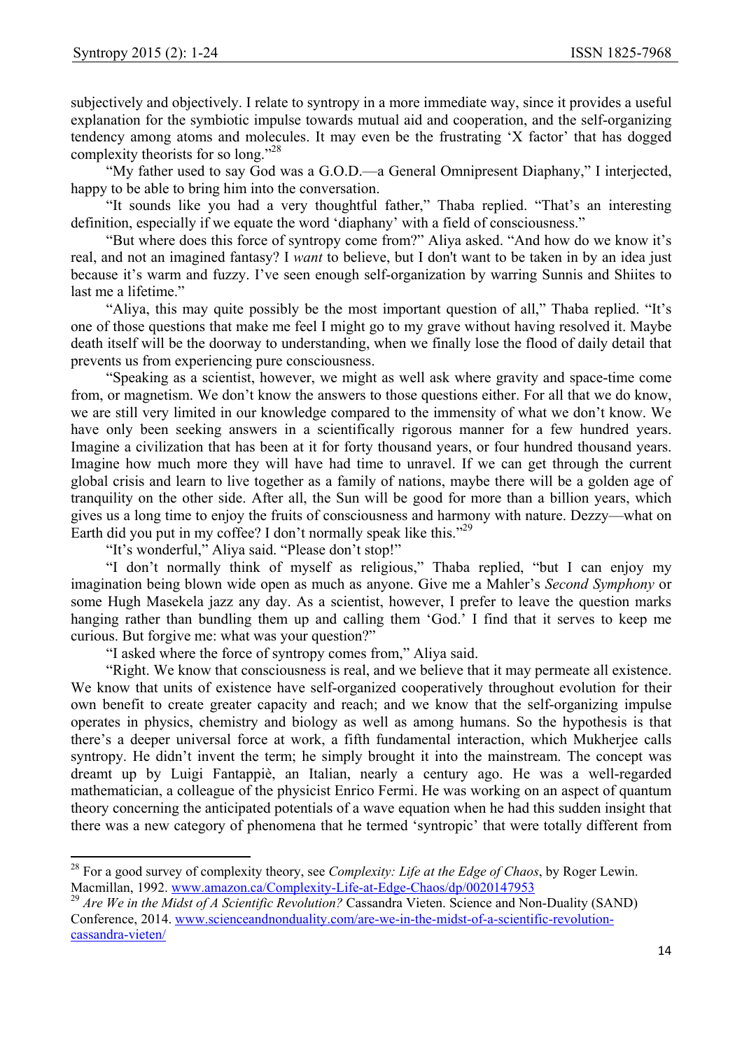subjectively and objectively. I relate to syntropy in a more immediate way, since it provides a useful explanation for the symbiotic impulse towards mutual aid and cooperation, and the self-organizing tendency among atoms and molecules. It may even be the frustrating 'X factor' that has dogged complexity theorists for so long."[28]

"My father used to say God was a G.O.D.—a General Omnipresent Diaphany," I interjected, happy to be able to bring him into the conversation.

"It sounds like you had a very thoughtful father," Thaba replied. "That's an interesting definition, especially if we equate the word 'diaphany' with a field of consciousness."

"But where does this force of syntropy come from?" Aliya asked. "And how do we know it's real, and not an imagined fantasy? I *want* to believe, but I don't want to be taken in by an idea just because it's warm and fuzzy. I've seen enough self-organization by warring Sunnis and Shiites to last me a lifetime."

"Aliya, this may quite possibly be the most important question of all," Thaba replied. "It's one of those questions that make me feel I might go to my grave without having resolved it. Maybe death itself will be the doorway to understanding, when we finally lose the flood of daily detail that prevents us from experiencing pure consciousness.

"Speaking as a scientist, however, we might as well ask where gravity and space-time come from, or magnetism. We don't know the answers to those questions either. For all that we do know, we are still very limited in our knowledge compared to the immensity of what we don't know. We have only been seeking answers in a scientifically rigorous manner for a few hundred years. Imagine a civilization that has been at it for forty thousand years, or four hundred thousand years. Imagine how much more they will have had time to unravel. If we can get through the current global crisis and learn to live together as a family of nations, maybe there will be a golden age of tranquility on the other side. After all, the Sun will be good for more than a billion years, which gives us a long time to enjoy the fruits of consciousness and harmony with nature. Dezzy—what on Earth did you put in my coffee? I don't normally speak like this."[29]

"It's wonderful," Aliya said. "Please don't stop!"

"I don't normally think of myself as religious," Thaba replied, "but I can enjoy my imagination being blown wide open as much as anyone. Give me a Mahler's *Second Symphony* or some Hugh Masekela jazz any day. As a scientist, however, I prefer to leave the question marks hanging rather than bundling them up and calling them 'God.' I find that it serves to keep me curious. But forgive me: what was your question?"

"I asked where the force of syntropy comes from," Aliya said.

"Right. We know that consciousness is real, and we believe that it may permeate all existence. We know that units of existence have self-organized cooperatively throughout evolution for their own benefit to create greater capacity and reach; and we know that the self-organizing impulse operates in physics, chemistry and biology as well as among humans. So the hypothesis is that there's a deeper universal force at work, a fifth fundamental interaction, which Mukherjee calls syntropy. He didn't invent the term; he simply brought it into the mainstream. The concept was dreamt up by Luigi Fantappiè, an Italian, nearly a century ago. He was a well-regarded mathematician, a colleague of the physicist Enrico Fermi. He was working on an aspect of quantum theory concerning the anticipated potentials of a wave equation when he had this sudden insight that there was a new category of phenomena that he termed 'syntropic' that were totally different from

---

[28] For a good survey of complexity theory, see *Complexity: Life at the Edge of Chaos*, by Roger Lewin. Macmillan, 1992. www.amazon.ca/Complexity-Life-at-Edge-Chaos/dp/0020147953

[29] *Are We in the Midst of A Scientific Revolution?* Cassandra Vieten. Science and Non-Duality (SAND) Conference, 2014. www.scienceandnonduality.com/are-we-in-the-midst-of-a-scientific-revolution-cassandra-vieten/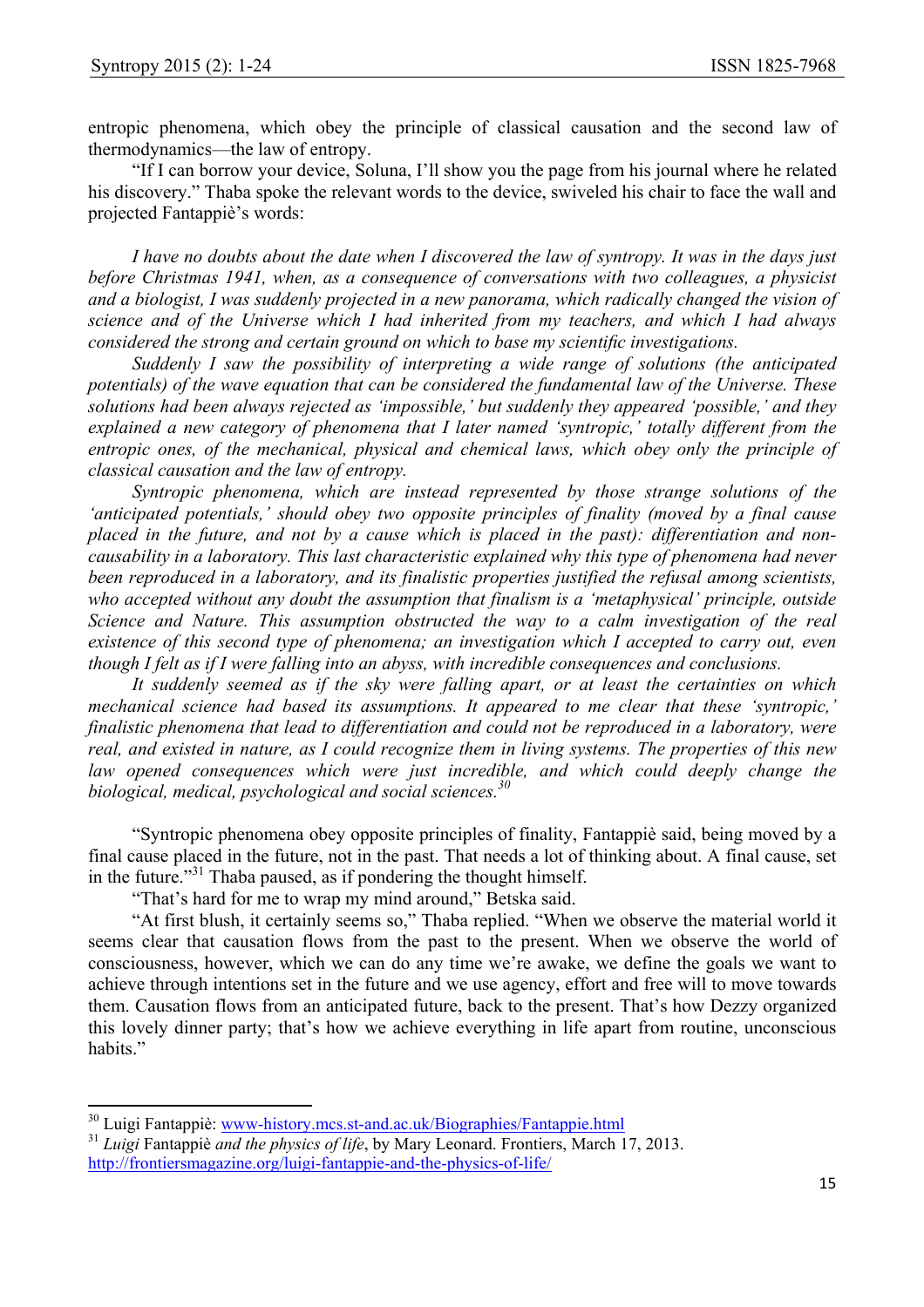entropic phenomena, which obey the principle of classical causation and the second law of thermodynamics—the law of entropy.

"If I can borrow your device, Soluna, I'll show you the page from his journal where he related his discovery." Thaba spoke the relevant words to the device, swiveled his chair to face the wall and projected Fantappiè's words:

*I have no doubts about the date when I discovered the law of syntropy. It was in the days just before Christmas 1941, when, as a consequence of conversations with two colleagues, a physicist and a biologist, I was suddenly projected in a new panorama, which radically changed the vision of science and of the Universe which I had inherited from my teachers, and which I had always considered the strong and certain ground on which to base my scientific investigations.*

*Suddenly I saw the possibility of interpreting a wide range of solutions (the anticipated potentials) of the wave equation that can be considered the fundamental law of the Universe. These solutions had been always rejected as 'impossible,' but suddenly they appeared 'possible,' and they explained a new category of phenomena that I later named 'syntropic,' totally different from the entropic ones, of the mechanical, physical and chemical laws, which obey only the principle of classical causation and the law of entropy.*

*Syntropic phenomena, which are instead represented by those strange solutions of the 'anticipated potentials,' should obey two opposite principles of finality (moved by a final cause placed in the future, and not by a cause which is placed in the past): differentiation and non-causability in a laboratory. This last characteristic explained why this type of phenomena had never been reproduced in a laboratory, and its finalistic properties justified the refusal among scientists, who accepted without any doubt the assumption that finalism is a 'metaphysical' principle, outside Science and Nature. This assumption obstructed the way to a calm investigation of the real existence of this second type of phenomena; an investigation which I accepted to carry out, even though I felt as if I were falling into an abyss, with incredible consequences and conclusions.*

*It suddenly seemed as if the sky were falling apart, or at least the certainties on which mechanical science had based its assumptions. It appeared to me clear that these 'syntropic,' finalistic phenomena that lead to differentiation and could not be reproduced in a laboratory, were real, and existed in nature, as I could recognize them in living systems. The properties of this new law opened consequences which were just incredible, and which could deeply change the biological, medical, psychological and social sciences.*[30]

"Syntropic phenomena obey opposite principles of finality, Fantappiè said, being moved by a final cause placed in the future, not in the past. That needs a lot of thinking about. A final cause, set in the future."[31] Thaba paused, as if pondering the thought himself.

"That's hard for me to wrap my mind around," Betska said.

"At first blush, it certainly seems so," Thaba replied. "When we observe the material world it seems clear that causation flows from the past to the present. When we observe the world of consciousness, however, which we can do any time we're awake, we define the goals we want to achieve through intentions set in the future and we use agency, effort and free will to move towards them. Causation flows from an anticipated future, back to the present. That's how Dezzy organized this lovely dinner party; that's how we achieve everything in life apart from routine, unconscious habits."

---

[30] Luigi Fantappiè: www-history.mcs.st-and.ac.uk/Biographies/Fantappie.html

[31] *Luigi* Fantappiè *and the physics of life*, by Mary Leonard. Frontiers, March 17, 2013. http://frontiersmagazine.org/luigi-fantappie-and-the-physics-of-life/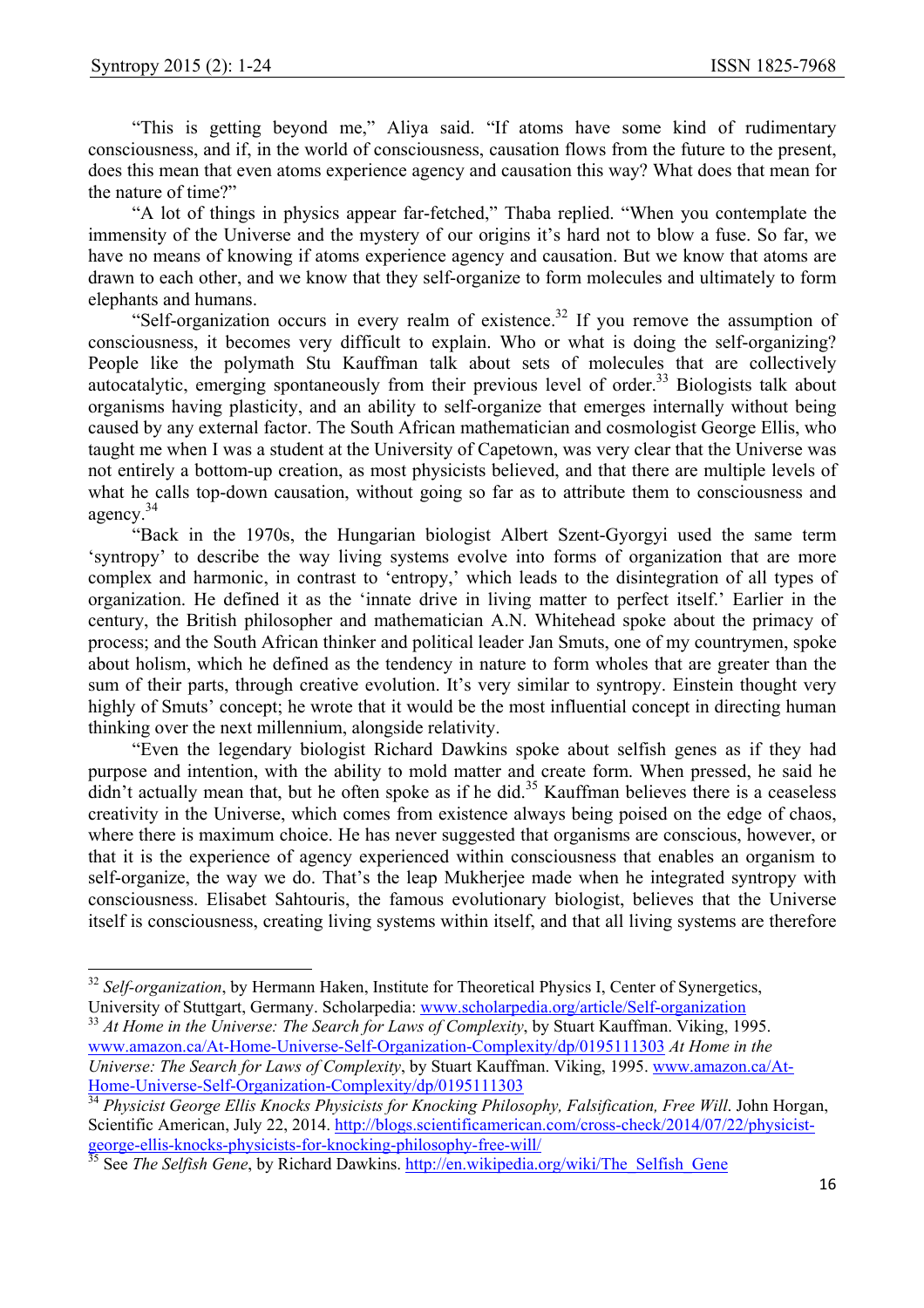"This is getting beyond me," Aliya said. "If atoms have some kind of rudimentary consciousness, and if, in the world of consciousness, causation flows from the future to the present, does this mean that even atoms experience agency and causation this way? What does that mean for the nature of time?"

"A lot of things in physics appear far-fetched," Thaba replied. "When you contemplate the immensity of the Universe and the mystery of our origins it's hard not to blow a fuse. So far, we have no means of knowing if atoms experience agency and causation. But we know that atoms are drawn to each other, and we know that they self-organize to form molecules and ultimately to form elephants and humans.

"Self-organization occurs in every realm of existence.[32] If you remove the assumption of consciousness, it becomes very difficult to explain. Who or what is doing the self-organizing? People like the polymath Stu Kauffman talk about sets of molecules that are collectively autocatalytic, emerging spontaneously from their previous level of order.[33] Biologists talk about organisms having plasticity, and an ability to self-organize that emerges internally without being caused by any external factor. The South African mathematician and cosmologist George Ellis, who taught me when I was a student at the University of Capetown, was very clear that the Universe was not entirely a bottom-up creation, as most physicists believed, and that there are multiple levels of what he calls top-down causation, without going so far as to attribute them to consciousness and agency.[34]

"Back in the 1970s, the Hungarian biologist Albert Szent-Gyorgyi used the same term 'syntropy' to describe the way living systems evolve into forms of organization that are more complex and harmonic, in contrast to 'entropy,' which leads to the disintegration of all types of organization. He defined it as the 'innate drive in living matter to perfect itself.' Earlier in the century, the British philosopher and mathematician A.N. Whitehead spoke about the primacy of process; and the South African thinker and political leader Jan Smuts, one of my countrymen, spoke about holism, which he defined as the tendency in nature to form wholes that are greater than the sum of their parts, through creative evolution. It's very similar to syntropy. Einstein thought very highly of Smuts' concept; he wrote that it would be the most influential concept in directing human thinking over the next millennium, alongside relativity.

"Even the legendary biologist Richard Dawkins spoke about selfish genes as if they had purpose and intention, with the ability to mold matter and create form. When pressed, he said he didn't actually mean that, but he often spoke as if he did.[35] Kauffman believes there is a ceaseless creativity in the Universe, which comes from existence always being poised on the edge of chaos, where there is maximum choice. He has never suggested that organisms are conscious, however, or that it is the experience of agency experienced within consciousness that enables an organism to self-organize, the way we do. That's the leap Mukherjee made when he integrated syntropy with consciousness. Elisabet Sahtouris, the famous evolutionary biologist, believes that the Universe itself is consciousness, creating living systems within itself, and that all living systems are therefore

---

[32] *Self-organization*, by Hermann Haken, Institute for Theoretical Physics I, Center of Synergetics, University of Stuttgart, Germany. Scholarpedia: www.scholarpedia.org/article/Self-organization

[33] *At Home in the Universe: The Search for Laws of Complexity*, by Stuart Kauffman. Viking, 1995. www.amazon.ca/At-Home-Universe-Self-Organization-Complexity/dp/0195111303 *At Home in the Universe: The Search for Laws of Complexity*, by Stuart Kauffman. Viking, 1995. www.amazon.ca/At-Home-Universe-Self-Organization-Complexity/dp/0195111303

[34] *Physicist George Ellis Knocks Physicists for Knocking Philosophy, Falsification, Free Will*. John Horgan, Scientific American, July 22, 2014. http://blogs.scientificamerican.com/cross-check/2014/07/22/physicist-george-ellis-knocks-physicists-for-knocking-philosophy-free-will/

[35] See *The Selfish Gene*, by Richard Dawkins. http://en.wikipedia.org/wiki/The_Selfish_Gene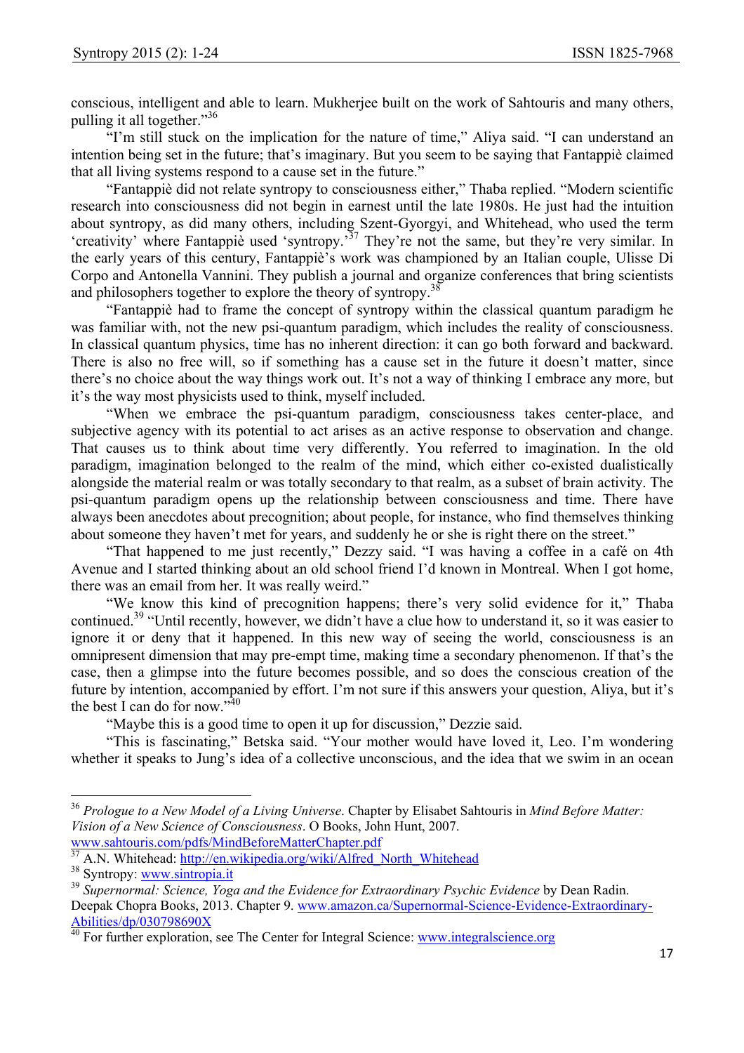conscious, intelligent and able to learn. Mukherjee built on the work of Sahtouris and many others, pulling it all together."[36]

"I'm still stuck on the implication for the nature of time," Aliya said. "I can understand an intention being set in the future; that's imaginary. But you seem to be saying that Fantappiè claimed that all living systems respond to a cause set in the future."

"Fantappiè did not relate syntropy to consciousness either," Thaba replied. "Modern scientific research into consciousness did not begin in earnest until the late 1980s. He just had the intuition about syntropy, as did many others, including Szent-Gyorgyi, and Whitehead, who used the term 'creativity' where Fantappiè used 'syntropy.'[37] They're not the same, but they're very similar. In the early years of this century, Fantappiè's work was championed by an Italian couple, Ulisse Di Corpo and Antonella Vannini. They publish a journal and organize conferences that bring scientists and philosophers together to explore the theory of syntropy.[38]

"Fantappiè had to frame the concept of syntropy within the classical quantum paradigm he was familiar with, not the new psi-quantum paradigm, which includes the reality of consciousness. In classical quantum physics, time has no inherent direction: it can go both forward and backward. There is also no free will, so if something has a cause set in the future it doesn't matter, since there's no choice about the way things work out. It's not a way of thinking I embrace any more, but it's the way most physicists used to think, myself included.

"When we embrace the psi-quantum paradigm, consciousness takes center-place, and subjective agency with its potential to act arises as an active response to observation and change. That causes us to think about time very differently. You referred to imagination. In the old paradigm, imagination belonged to the realm of the mind, which either co-existed dualistically alongside the material realm or was totally secondary to that realm, as a subset of brain activity. The psi-quantum paradigm opens up the relationship between consciousness and time. There have always been anecdotes about precognition; about people, for instance, who find themselves thinking about someone they haven't met for years, and suddenly he or she is right there on the street."

"That happened to me just recently," Dezzy said. "I was having a coffee in a café on 4th Avenue and I started thinking about an old school friend I'd known in Montreal. When I got home, there was an email from her. It was really weird."

"We know this kind of precognition happens; there's very solid evidence for it," Thaba continued.[39] "Until recently, however, we didn't have a clue how to understand it, so it was easier to ignore it or deny that it happened. In this new way of seeing the world, consciousness is an omnipresent dimension that may pre-empt time, making time a secondary phenomenon. If that's the case, then a glimpse into the future becomes possible, and so does the conscious creation of the future by intention, accompanied by effort. I'm not sure if this answers your question, Aliya, but it's the best I can do for now."[40]

"Maybe this is a good time to open it up for discussion," Dezzie said.

"This is fascinating," Betska said. "Your mother would have loved it, Leo. I'm wondering whether it speaks to Jung's idea of a collective unconscious, and the idea that we swim in an ocean

---

[36] *Prologue to a New Model of a Living Universe*. Chapter by Elisabet Sahtouris in *Mind Before Matter: Vision of a New Science of Consciousness*. O Books, John Hunt, 2007. www.sahtouris.com/pdfs/MindBeforeMatterChapter.pdf

[37] A.N. Whitehead: http://en.wikipedia.org/wiki/Alfred_North_Whitehead

[38] Syntropy: www.sintropia.it

[39] *Supernormal: Science, Yoga and the Evidence for Extraordinary Psychic Evidence* by Dean Radin. Deepak Chopra Books, 2013. Chapter 9. www.amazon.ca/Supernormal-Science-Evidence-Extraordinary-Abilities/dp/030798690X

[40] For further exploration, see The Center for Integral Science: www.integralscience.org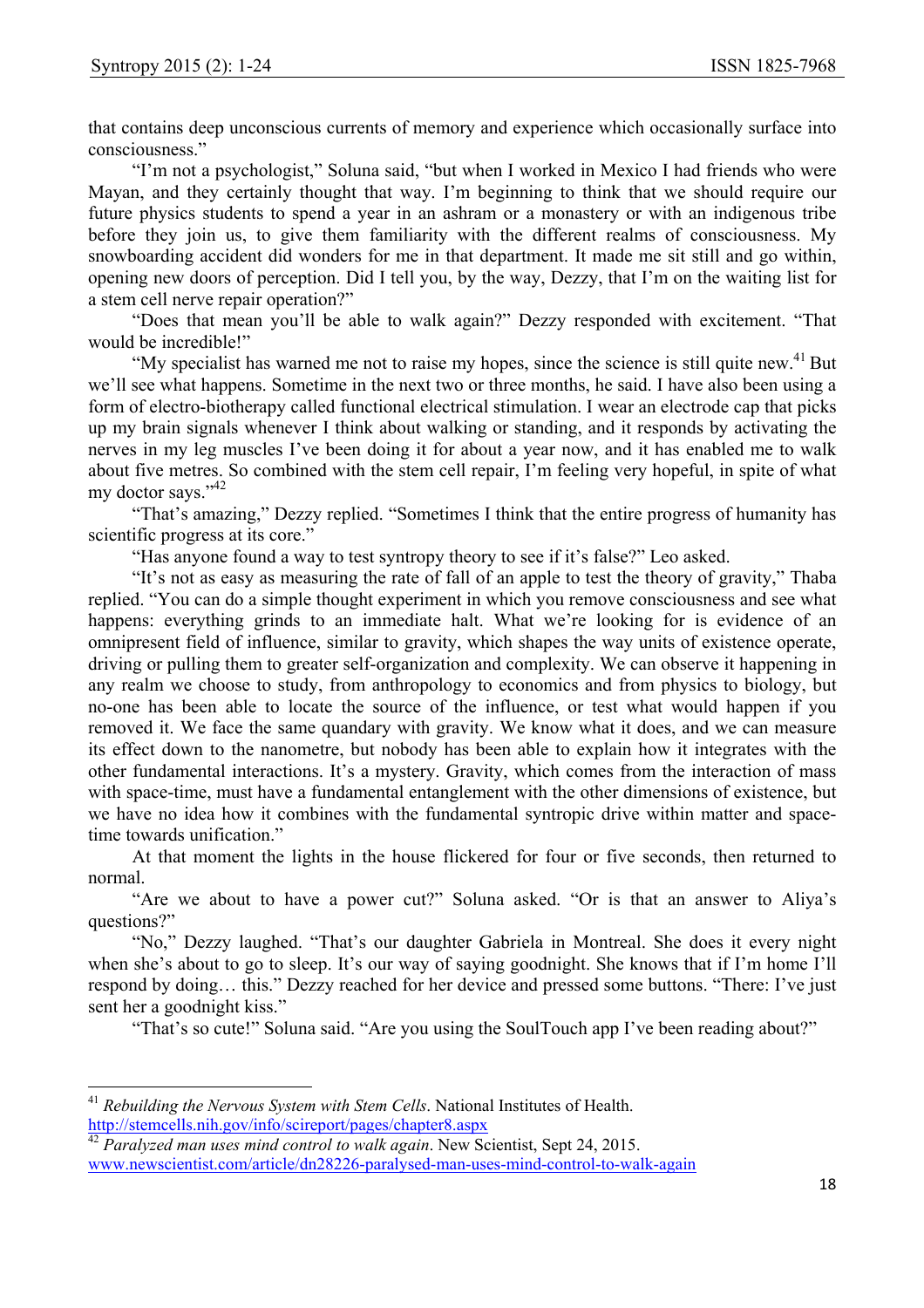that contains deep unconscious currents of memory and experience which occasionally surface into consciousness."

"I'm not a psychologist," Soluna said, "but when I worked in Mexico I had friends who were Mayan, and they certainly thought that way. I'm beginning to think that we should require our future physics students to spend a year in an ashram or a monastery or with an indigenous tribe before they join us, to give them familiarity with the different realms of consciousness. My snowboarding accident did wonders for me in that department. It made me sit still and go within, opening new doors of perception. Did I tell you, by the way, Dezzy, that I'm on the waiting list for a stem cell nerve repair operation?"

"Does that mean you'll be able to walk again?" Dezzy responded with excitement. "That would be incredible!"

"My specialist has warned me not to raise my hopes, since the science is still quite new.[41] But we'll see what happens. Sometime in the next two or three months, he said. I have also been using a form of electro-biotherapy called functional electrical stimulation. I wear an electrode cap that picks up my brain signals whenever I think about walking or standing, and it responds by activating the nerves in my leg muscles I've been doing it for about a year now, and it has enabled me to walk about five metres. So combined with the stem cell repair, I'm feeling very hopeful, in spite of what my doctor says."[42]

"That's amazing," Dezzy replied. "Sometimes I think that the entire progress of humanity has scientific progress at its core."

"Has anyone found a way to test syntropy theory to see if it's false?" Leo asked.

"It's not as easy as measuring the rate of fall of an apple to test the theory of gravity," Thaba replied. "You can do a simple thought experiment in which you remove consciousness and see what happens: everything grinds to an immediate halt. What we're looking for is evidence of an omnipresent field of influence, similar to gravity, which shapes the way units of existence operate, driving or pulling them to greater self-organization and complexity. We can observe it happening in any realm we choose to study, from anthropology to economics and from physics to biology, but no-one has been able to locate the source of the influence, or test what would happen if you removed it. We face the same quandary with gravity. We know what it does, and we can measure its effect down to the nanometre, but nobody has been able to explain how it integrates with the other fundamental interactions. It's a mystery. Gravity, which comes from the interaction of mass with space-time, must have a fundamental entanglement with the other dimensions of existence, but we have no idea how it combines with the fundamental syntropic drive within matter and space-time towards unification."

At that moment the lights in the house flickered for four or five seconds, then returned to normal.

"Are we about to have a power cut?" Soluna asked. "Or is that an answer to Aliya's questions?"

"No," Dezzy laughed. "That's our daughter Gabriela in Montreal. She does it every night when she's about to go to sleep. It's our way of saying goodnight. She knows that if I'm home I'll respond by doing… this." Dezzy reached for her device and pressed some buttons. "There: I've just sent her a goodnight kiss."

"That's so cute!" Soluna said. "Are you using the SoulTouch app I've been reading about?"

---

[41] *Rebuilding the Nervous System with Stem Cells*. National Institutes of Health. http://stemcells.nih.gov/info/scireport/pages/chapter8.aspx

[42] *Paralyzed man uses mind control to walk again*. New Scientist, Sept 24, 2015. www.newscientist.com/article/dn28226-paralysed-man-uses-mind-control-to-walk-again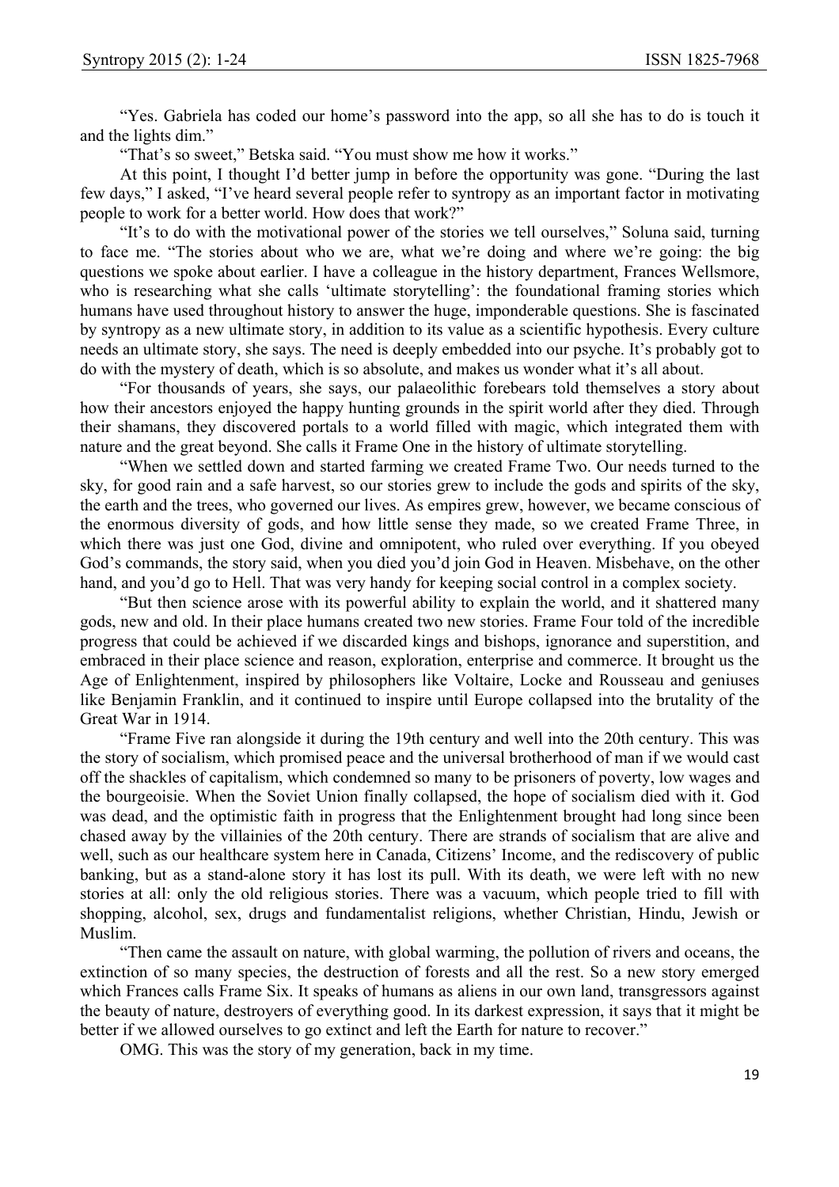"Yes. Gabriela has coded our home's password into the app, so all she has to do is touch it and the lights dim."

"That's so sweet," Betska said. "You must show me how it works."

At this point, I thought I'd better jump in before the opportunity was gone. "During the last few days," I asked, "I've heard several people refer to syntropy as an important factor in motivating people to work for a better world. How does that work?"

"It's to do with the motivational power of the stories we tell ourselves," Soluna said, turning to face me. "The stories about who we are, what we're doing and where we're going: the big questions we spoke about earlier. I have a colleague in the history department, Frances Wellsmore, who is researching what she calls 'ultimate storytelling': the foundational framing stories which humans have used throughout history to answer the huge, imponderable questions. She is fascinated by syntropy as a new ultimate story, in addition to its value as a scientific hypothesis. Every culture needs an ultimate story, she says. The need is deeply embedded into our psyche. It's probably got to do with the mystery of death, which is so absolute, and makes us wonder what it's all about.

"For thousands of years, she says, our palaeolithic forebears told themselves a story about how their ancestors enjoyed the happy hunting grounds in the spirit world after they died. Through their shamans, they discovered portals to a world filled with magic, which integrated them with nature and the great beyond. She calls it Frame One in the history of ultimate storytelling.

"When we settled down and started farming we created Frame Two. Our needs turned to the sky, for good rain and a safe harvest, so our stories grew to include the gods and spirits of the sky, the earth and the trees, who governed our lives. As empires grew, however, we became conscious of the enormous diversity of gods, and how little sense they made, so we created Frame Three, in which there was just one God, divine and omnipotent, who ruled over everything. If you obeyed God's commands, the story said, when you died you'd join God in Heaven. Misbehave, on the other hand, and you'd go to Hell. That was very handy for keeping social control in a complex society.

"But then science arose with its powerful ability to explain the world, and it shattered many gods, new and old. In their place humans created two new stories. Frame Four told of the incredible progress that could be achieved if we discarded kings and bishops, ignorance and superstition, and embraced in their place science and reason, exploration, enterprise and commerce. It brought us the Age of Enlightenment, inspired by philosophers like Voltaire, Locke and Rousseau and geniuses like Benjamin Franklin, and it continued to inspire until Europe collapsed into the brutality of the Great War in 1914.

"Frame Five ran alongside it during the 19th century and well into the 20th century. This was the story of socialism, which promised peace and the universal brotherhood of man if we would cast off the shackles of capitalism, which condemned so many to be prisoners of poverty, low wages and the bourgeoisie. When the Soviet Union finally collapsed, the hope of socialism died with it. God was dead, and the optimistic faith in progress that the Enlightenment brought had long since been chased away by the villainies of the 20th century. There are strands of socialism that are alive and well, such as our healthcare system here in Canada, Citizens' Income, and the rediscovery of public banking, but as a stand-alone story it has lost its pull. With its death, we were left with no new stories at all: only the old religious stories. There was a vacuum, which people tried to fill with shopping, alcohol, sex, drugs and fundamentalist religions, whether Christian, Hindu, Jewish or Muslim.

"Then came the assault on nature, with global warming, the pollution of rivers and oceans, the extinction of so many species, the destruction of forests and all the rest. So a new story emerged which Frances calls Frame Six. It speaks of humans as aliens in our own land, transgressors against the beauty of nature, destroyers of everything good. In its darkest expression, it says that it might be better if we allowed ourselves to go extinct and left the Earth for nature to recover."

OMG. This was the story of my generation, back in my time.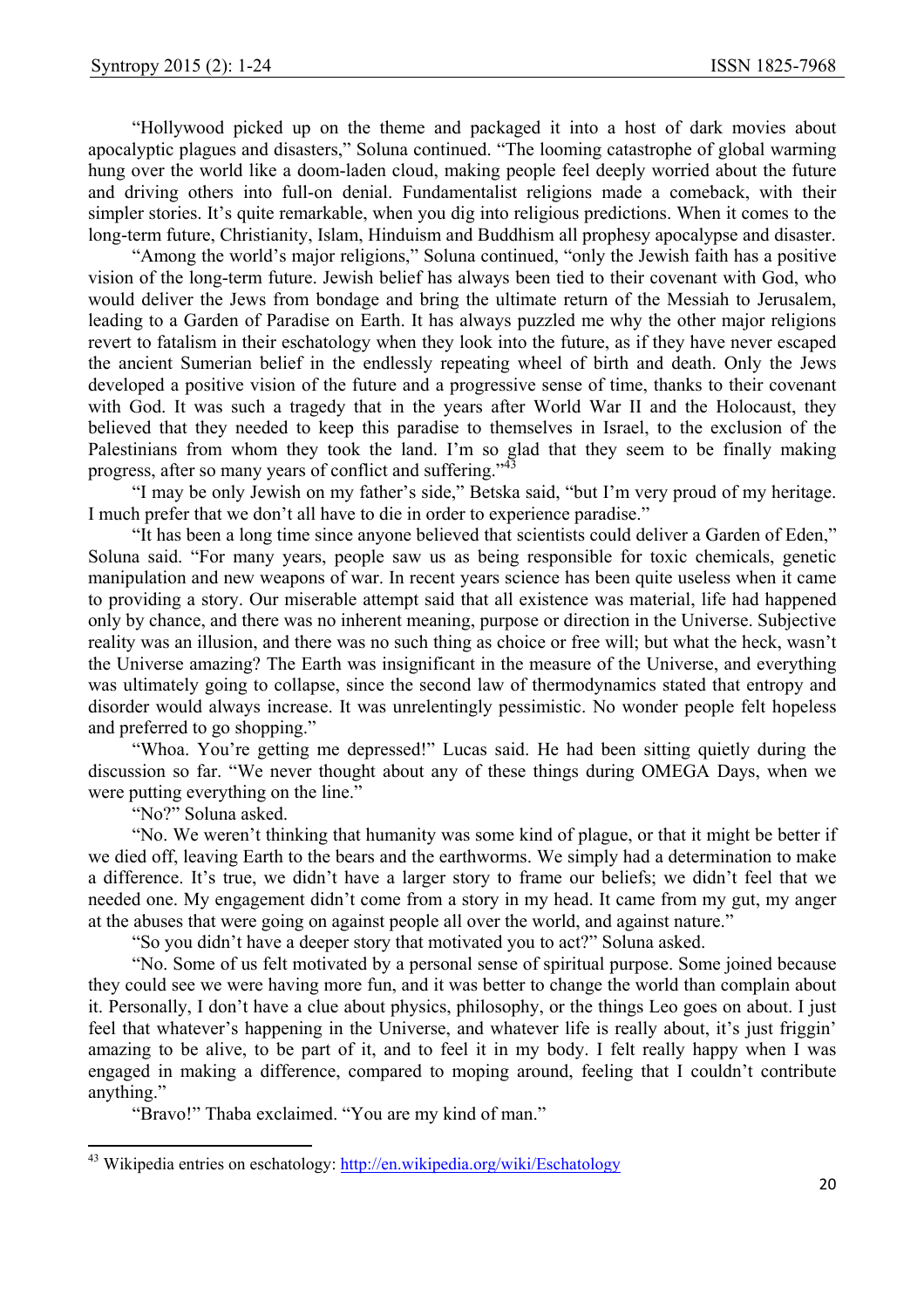"Hollywood picked up on the theme and packaged it into a host of dark movies about apocalyptic plagues and disasters," Soluna continued. "The looming catastrophe of global warming hung over the world like a doom-laden cloud, making people feel deeply worried about the future and driving others into full-on denial. Fundamentalist religions made a comeback, with their simpler stories. It's quite remarkable, when you dig into religious predictions. When it comes to the long-term future, Christianity, Islam, Hinduism and Buddhism all prophesy apocalypse and disaster.

"Among the world's major religions," Soluna continued, "only the Jewish faith has a positive vision of the long-term future. Jewish belief has always been tied to their covenant with God, who would deliver the Jews from bondage and bring the ultimate return of the Messiah to Jerusalem, leading to a Garden of Paradise on Earth. It has always puzzled me why the other major religions revert to fatalism in their eschatology when they look into the future, as if they have never escaped the ancient Sumerian belief in the endlessly repeating wheel of birth and death. Only the Jews developed a positive vision of the future and a progressive sense of time, thanks to their covenant with God. It was such a tragedy that in the years after World War II and the Holocaust, they believed that they needed to keep this paradise to themselves in Israel, to the exclusion of the Palestinians from whom they took the land. I'm so glad that they seem to be finally making progress, after so many years of conflict and suffering."[43]

"I may be only Jewish on my father's side," Betska said, "but I'm very proud of my heritage. I much prefer that we don't all have to die in order to experience paradise."

"It has been a long time since anyone believed that scientists could deliver a Garden of Eden," Soluna said. "For many years, people saw us as being responsible for toxic chemicals, genetic manipulation and new weapons of war. In recent years science has been quite useless when it came to providing a story. Our miserable attempt said that all existence was material, life had happened only by chance, and there was no inherent meaning, purpose or direction in the Universe. Subjective reality was an illusion, and there was no such thing as choice or free will; but what the heck, wasn't the Universe amazing? The Earth was insignificant in the measure of the Universe, and everything was ultimately going to collapse, since the second law of thermodynamics stated that entropy and disorder would always increase. It was unrelentingly pessimistic. No wonder people felt hopeless and preferred to go shopping."

"Whoa. You're getting me depressed!" Lucas said. He had been sitting quietly during the discussion so far. "We never thought about any of these things during OMEGA Days, when we were putting everything on the line."

"No?" Soluna asked.

"No. We weren't thinking that humanity was some kind of plague, or that it might be better if we died off, leaving Earth to the bears and the earthworms. We simply had a determination to make a difference. It's true, we didn't have a larger story to frame our beliefs; we didn't feel that we needed one. My engagement didn't come from a story in my head. It came from my gut, my anger at the abuses that were going on against people all over the world, and against nature."

"So you didn't have a deeper story that motivated you to act?" Soluna asked.

"No. Some of us felt motivated by a personal sense of spiritual purpose. Some joined because they could see we were having more fun, and it was better to change the world than complain about it. Personally, I don't have a clue about physics, philosophy, or the things Leo goes on about. I just feel that whatever's happening in the Universe, and whatever life is really about, it's just friggin' amazing to be alive, to be part of it, and to feel it in my body. I felt really happy when I was engaged in making a difference, compared to moping around, feeling that I couldn't contribute anything."

"Bravo!" Thaba exclaimed. "You are my kind of man."

---

[43] Wikipedia entries on eschatology: http://en.wikipedia.org/wiki/Eschatology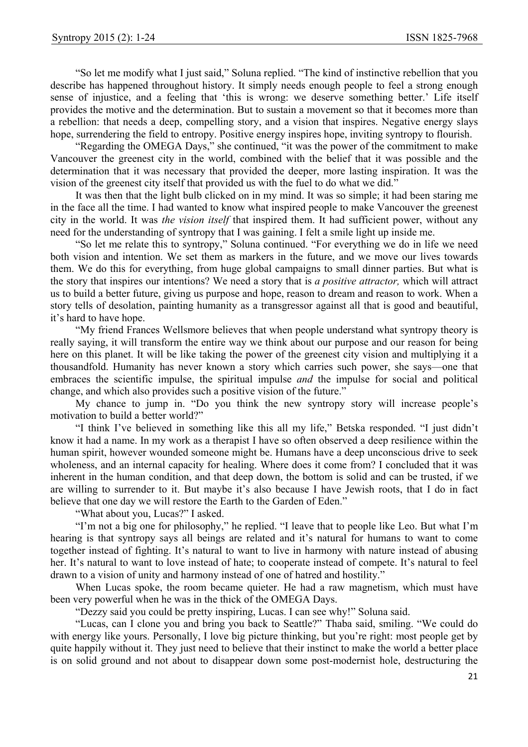"So let me modify what I just said," Soluna replied. "The kind of instinctive rebellion that you describe has happened throughout history. It simply needs enough people to feel a strong enough sense of injustice, and a feeling that 'this is wrong: we deserve something better.' Life itself provides the motive and the determination. But to sustain a movement so that it becomes more than a rebellion: that needs a deep, compelling story, and a vision that inspires. Negative energy slays hope, surrendering the field to entropy. Positive energy inspires hope, inviting syntropy to flourish.

"Regarding the OMEGA Days," she continued, "it was the power of the commitment to make Vancouver the greenest city in the world, combined with the belief that it was possible and the determination that it was necessary that provided the deeper, more lasting inspiration. It was the vision of the greenest city itself that provided us with the fuel to do what we did."

It was then that the light bulb clicked on in my mind. It was so simple; it had been staring me in the face all the time. I had wanted to know what inspired people to make Vancouver the greenest city in the world. It was *the vision itself* that inspired them. It had sufficient power, without any need for the understanding of syntropy that I was gaining. I felt a smile light up inside me.

"So let me relate this to syntropy," Soluna continued. "For everything we do in life we need both vision and intention. We set them as markers in the future, and we move our lives towards them. We do this for everything, from huge global campaigns to small dinner parties. But what is the story that inspires our intentions? We need a story that is *a positive attractor,* which will attract us to build a better future, giving us purpose and hope, reason to dream and reason to work. When a story tells of desolation, painting humanity as a transgressor against all that is good and beautiful, it's hard to have hope.

"My friend Frances Wellsmore believes that when people understand what syntropy theory is really saying, it will transform the entire way we think about our purpose and our reason for being here on this planet. It will be like taking the power of the greenest city vision and multiplying it a thousandfold. Humanity has never known a story which carries such power, she says—one that embraces the scientific impulse, the spiritual impulse *and* the impulse for social and political change, and which also provides such a positive vision of the future."

My chance to jump in. "Do you think the new syntropy story will increase people's motivation to build a better world?"

"I think I've believed in something like this all my life," Betska responded. "I just didn't know it had a name. In my work as a therapist I have so often observed a deep resilience within the human spirit, however wounded someone might be. Humans have a deep unconscious drive to seek wholeness, and an internal capacity for healing. Where does it come from? I concluded that it was inherent in the human condition, and that deep down, the bottom is solid and can be trusted, if we are willing to surrender to it. But maybe it's also because I have Jewish roots, that I do in fact believe that one day we will restore the Earth to the Garden of Eden."

"What about you, Lucas?" I asked.

"I'm not a big one for philosophy," he replied. "I leave that to people like Leo. But what I'm hearing is that syntropy says all beings are related and it's natural for humans to want to come together instead of fighting. It's natural to want to live in harmony with nature instead of abusing her. It's natural to want to love instead of hate; to cooperate instead of compete. It's natural to feel drawn to a vision of unity and harmony instead of one of hatred and hostility."

When Lucas spoke, the room became quieter. He had a raw magnetism, which must have been very powerful when he was in the thick of the OMEGA Days.

"Dezzy said you could be pretty inspiring, Lucas. I can see why!" Soluna said.

"Lucas, can I clone you and bring you back to Seattle?" Thaba said, smiling. "We could do with energy like yours. Personally, I love big picture thinking, but you're right: most people get by quite happily without it. They just need to believe that their instinct to make the world a better place is on solid ground and not about to disappear down some post-modernist hole, destructuring the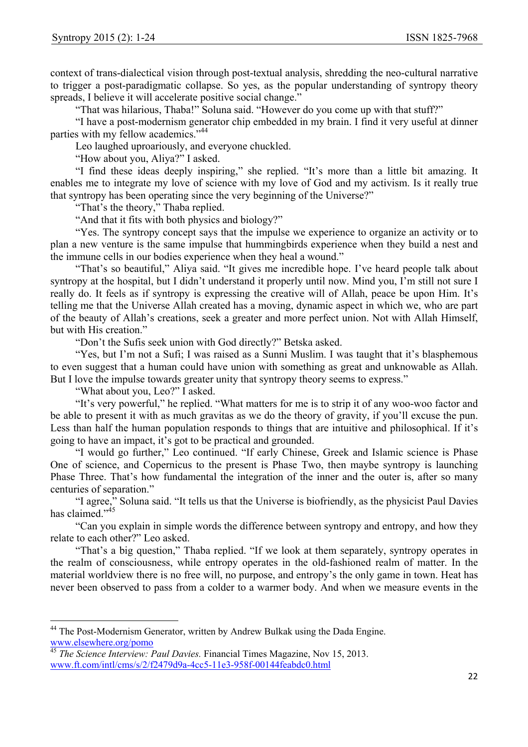context of trans-dialectical vision through post-textual analysis, shredding the neo-cultural narrative to trigger a post-paradigmatic collapse. So yes, as the popular understanding of syntropy theory spreads, I believe it will accelerate positive social change."

"That was hilarious, Thaba!" Soluna said. "However do you come up with that stuff?"

"I have a post-modernism generator chip embedded in my brain. I find it very useful at dinner parties with my fellow academics."[44]

Leo laughed uproariously, and everyone chuckled.

"How about you, Aliya?" I asked.

"I find these ideas deeply inspiring," she replied. "It's more than a little bit amazing. It enables me to integrate my love of science with my love of God and my activism. Is it really true that syntropy has been operating since the very beginning of the Universe?"

"That's the theory," Thaba replied.

"And that it fits with both physics and biology?"

"Yes. The syntropy concept says that the impulse we experience to organize an activity or to plan a new venture is the same impulse that hummingbirds experience when they build a nest and the immune cells in our bodies experience when they heal a wound."

"That's so beautiful," Aliya said. "It gives me incredible hope. I've heard people talk about syntropy at the hospital, but I didn't understand it properly until now. Mind you, I'm still not sure I really do. It feels as if syntropy is expressing the creative will of Allah, peace be upon Him. It's telling me that the Universe Allah created has a moving, dynamic aspect in which we, who are part of the beauty of Allah's creations, seek a greater and more perfect union. Not with Allah Himself, but with His creation."

"Don't the Sufis seek union with God directly?" Betska asked.

"Yes, but I'm not a Sufi; I was raised as a Sunni Muslim. I was taught that it's blasphemous to even suggest that a human could have union with something as great and unknowable as Allah. But I love the impulse towards greater unity that syntropy theory seems to express."

"What about you, Leo?" I asked.

"It's very powerful," he replied. "What matters for me is to strip it of any woo-woo factor and be able to present it with as much gravitas as we do the theory of gravity, if you'll excuse the pun. Less than half the human population responds to things that are intuitive and philosophical. If it's going to have an impact, it's got to be practical and grounded.

"I would go further," Leo continued. "If early Chinese, Greek and Islamic science is Phase One of science, and Copernicus to the present is Phase Two, then maybe syntropy is launching Phase Three. That's how fundamental the integration of the inner and the outer is, after so many centuries of separation."

"I agree," Soluna said. "It tells us that the Universe is biofriendly, as the physicist Paul Davies has claimed."[45]

"Can you explain in simple words the difference between syntropy and entropy, and how they relate to each other?" Leo asked.

"That's a big question," Thaba replied. "If we look at them separately, syntropy operates in the realm of consciousness, while entropy operates in the old-fashioned realm of matter. In the material worldview there is no free will, no purpose, and entropy's the only game in town. Heat has never been observed to pass from a colder to a warmer body. And when we measure events in the

---

[44] The Post-Modernism Generator, written by Andrew Bulkak using the Dada Engine. www.elsewhere.org/pomo

[45] *The Science Interview: Paul Davies.* Financial Times Magazine, Nov 15, 2013. www.ft.com/intl/cms/s/2/f2479d9a-4cc5-11e3-958f-00144feabdc0.html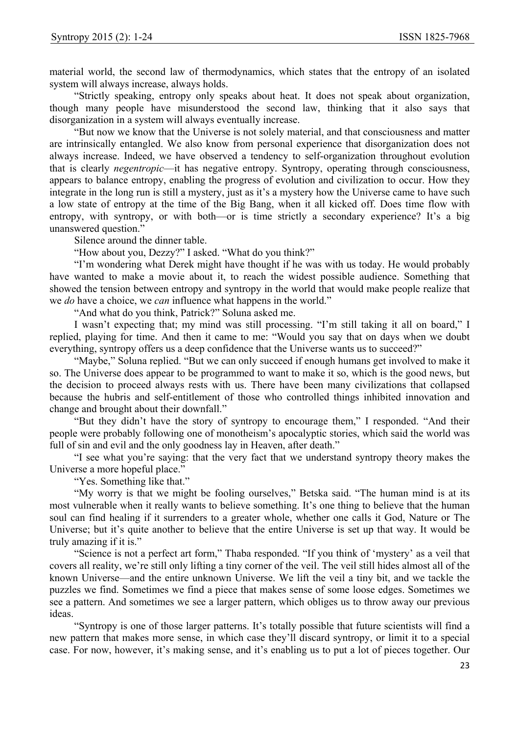material world, the second law of thermodynamics, which states that the entropy of an isolated system will always increase, always holds.

"Strictly speaking, entropy only speaks about heat. It does not speak about organization, though many people have misunderstood the second law, thinking that it also says that disorganization in a system will always eventually increase.

"But now we know that the Universe is not solely material, and that consciousness and matter are intrinsically entangled. We also know from personal experience that disorganization does not always increase. Indeed, we have observed a tendency to self-organization throughout evolution that is clearly *negentropic*—it has negative entropy. Syntropy, operating through consciousness, appears to balance entropy, enabling the progress of evolution and civilization to occur. How they integrate in the long run is still a mystery, just as it's a mystery how the Universe came to have such a low state of entropy at the time of the Big Bang, when it all kicked off. Does time flow with entropy, with syntropy, or with both—or is time strictly a secondary experience? It's a big unanswered question."

Silence around the dinner table.

"How about you, Dezzy?" I asked. "What do you think?"

"I'm wondering what Derek might have thought if he was with us today. He would probably have wanted to make a movie about it, to reach the widest possible audience. Something that showed the tension between entropy and syntropy in the world that would make people realize that we *do* have a choice, we *can* influence what happens in the world."

"And what do you think, Patrick?" Soluna asked me.

I wasn't expecting that; my mind was still processing. "I'm still taking it all on board," I replied, playing for time. And then it came to me: "Would you say that on days when we doubt everything, syntropy offers us a deep confidence that the Universe wants us to succeed?"

"Maybe," Soluna replied. "But we can only succeed if enough humans get involved to make it so. The Universe does appear to be programmed to want to make it so, which is the good news, but the decision to proceed always rests with us. There have been many civilizations that collapsed because the hubris and self-entitlement of those who controlled things inhibited innovation and change and brought about their downfall."

"But they didn't have the story of syntropy to encourage them," I responded. "And their people were probably following one of monotheism's apocalyptic stories, which said the world was full of sin and evil and the only goodness lay in Heaven, after death."

"I see what you're saying: that the very fact that we understand syntropy theory makes the Universe a more hopeful place."

"Yes. Something like that."

"My worry is that we might be fooling ourselves," Betska said. "The human mind is at its most vulnerable when it really wants to believe something. It's one thing to believe that the human soul can find healing if it surrenders to a greater whole, whether one calls it God, Nature or The Universe; but it's quite another to believe that the entire Universe is set up that way. It would be truly amazing if it is."

"Science is not a perfect art form," Thaba responded. "If you think of 'mystery' as a veil that covers all reality, we're still only lifting a tiny corner of the veil. The veil still hides almost all of the known Universe—and the entire unknown Universe. We lift the veil a tiny bit, and we tackle the puzzles we find. Sometimes we find a piece that makes sense of some loose edges. Sometimes we see a pattern. And sometimes we see a larger pattern, which obliges us to throw away our previous ideas.

"Syntropy is one of those larger patterns. It's totally possible that future scientists will find a new pattern that makes more sense, in which case they'll discard syntropy, or limit it to a special case. For now, however, it's making sense, and it's enabling us to put a lot of pieces together. Our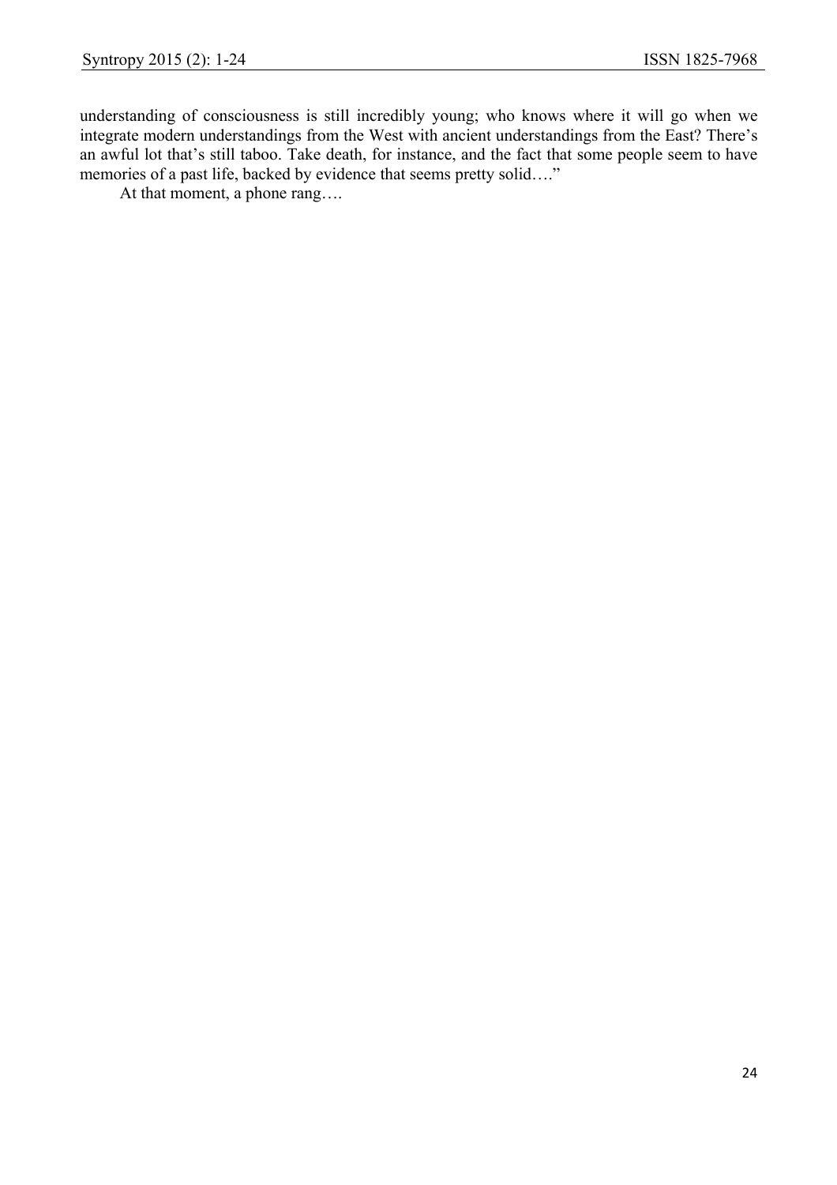understanding of consciousness is still incredibly young; who knows where it will go when we integrate modern understandings from the West with ancient understandings from the East? There's an awful lot that's still taboo. Take death, for instance, and the fact that some people seem to have memories of a past life, backed by evidence that seems pretty solid…."

At that moment, a phone rang….